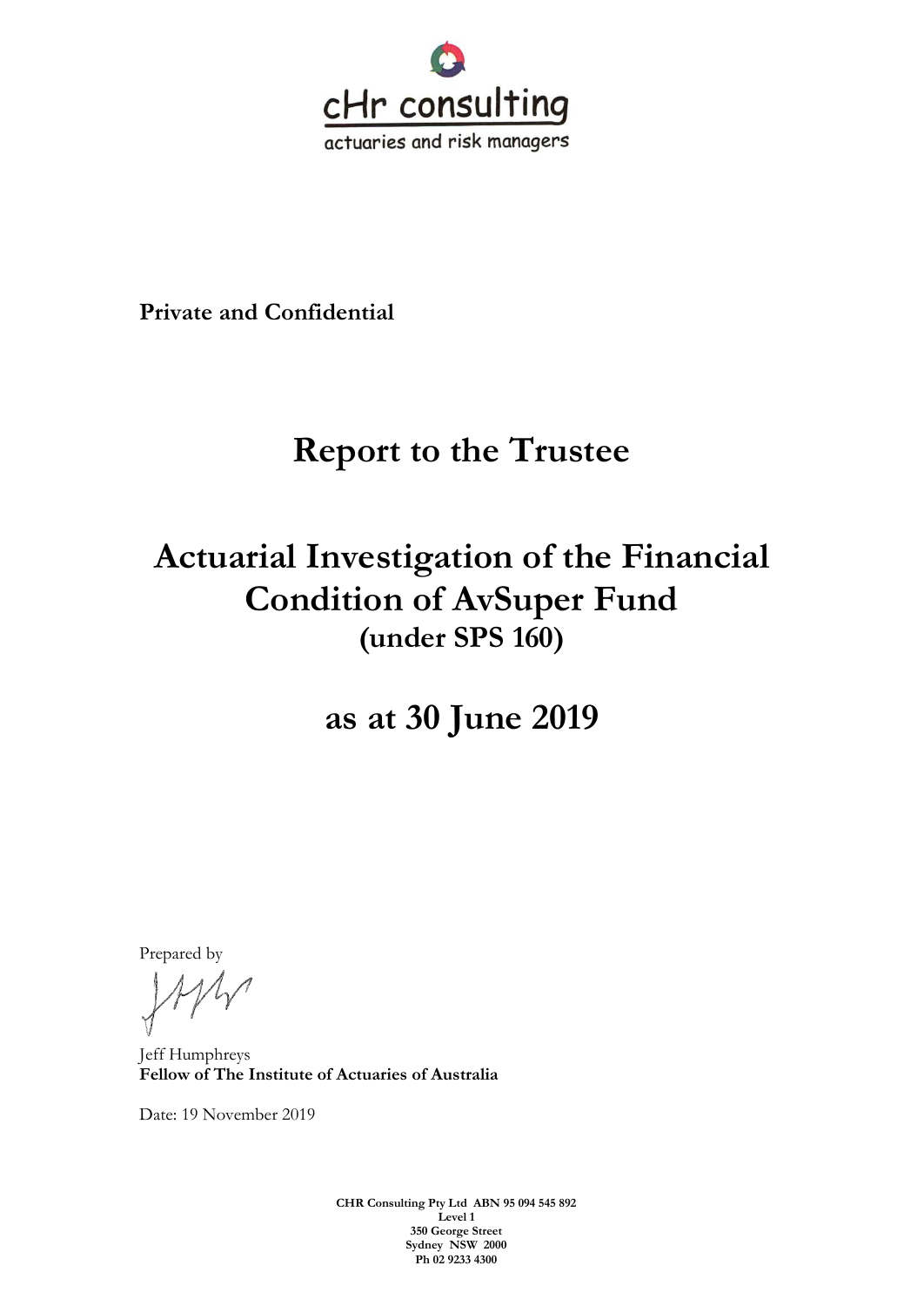cHr consulting

actuaries and risk managers

**Private and Confidential**

# Report to the Trustee

# Actuarial Investigation of the Financial Condition of AvSuper Fund

## (under SPS 160)

# as at 30 June 2019

Prepared by

Jeff Humphreys
**Fellow of The Institute of Actuaries of Australia**

Date: 19 November 2019

**CHR Consulting Pty Ltd ABN 95 094 545 892**
**Level 1**
**350 George Street**
**Sydney NSW 2000**
**Ph 02 9233 4300**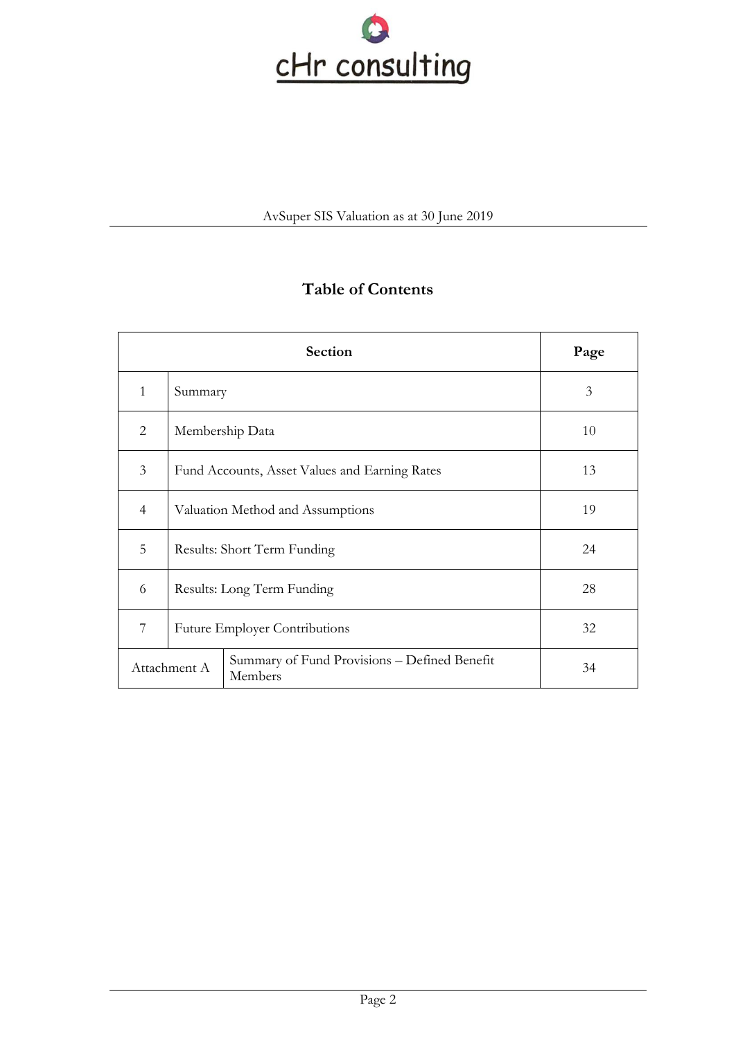# Table of Contents

| Section | | Page |
|---|---|---|
| 1 | Summary | 3 |
| 2 | Membership Data | 10 |
| 3 | Fund Accounts, Asset Values and Earning Rates | 13 |
| 4 | Valuation Method and Assumptions | 19 |
| 5 | Results: Short Term Funding | 24 |
| 6 | Results: Long Term Funding | 28 |
| 7 | Future Employer Contributions | 32 |
| Attachment A | Summary of Fund Provisions – Defined Benefit Members | 34 |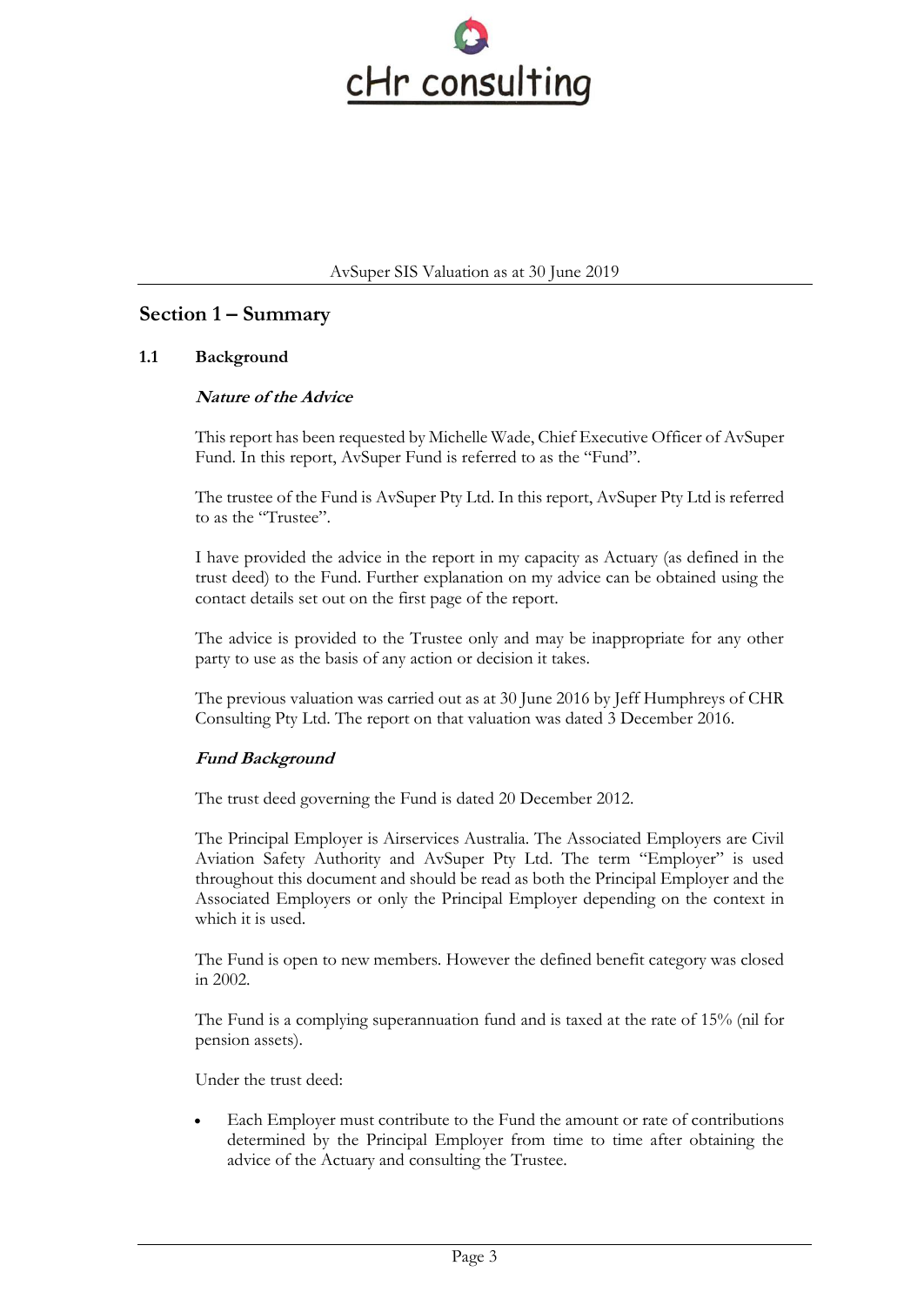## Section 1 – Summary

### 1.1 Background

***Nature of the Advice***

This report has been requested by Michelle Wade, Chief Executive Officer of AvSuper Fund. In this report, AvSuper Fund is referred to as the "Fund".

The trustee of the Fund is AvSuper Pty Ltd. In this report, AvSuper Pty Ltd is referred to as the "Trustee".

I have provided the advice in the report in my capacity as Actuary (as defined in the trust deed) to the Fund. Further explanation on my advice can be obtained using the contact details set out on the first page of the report.

The advice is provided to the Trustee only and may be inappropriate for any other party to use as the basis of any action or decision it takes.

The previous valuation was carried out as at 30 June 2016 by Jeff Humphreys of CHR Consulting Pty Ltd. The report on that valuation was dated 3 December 2016.

***Fund Background***

The trust deed governing the Fund is dated 20 December 2012.

The Principal Employer is Airservices Australia. The Associated Employers are Civil Aviation Safety Authority and AvSuper Pty Ltd. The term "Employer" is used throughout this document and should be read as both the Principal Employer and the Associated Employers or only the Principal Employer depending on the context in which it is used.

The Fund is open to new members. However the defined benefit category was closed in 2002.

The Fund is a complying superannuation fund and is taxed at the rate of 15% (nil for pension assets).

Under the trust deed:

- Each Employer must contribute to the Fund the amount or rate of contributions determined by the Principal Employer from time to time after obtaining the advice of the Actuary and consulting the Trustee.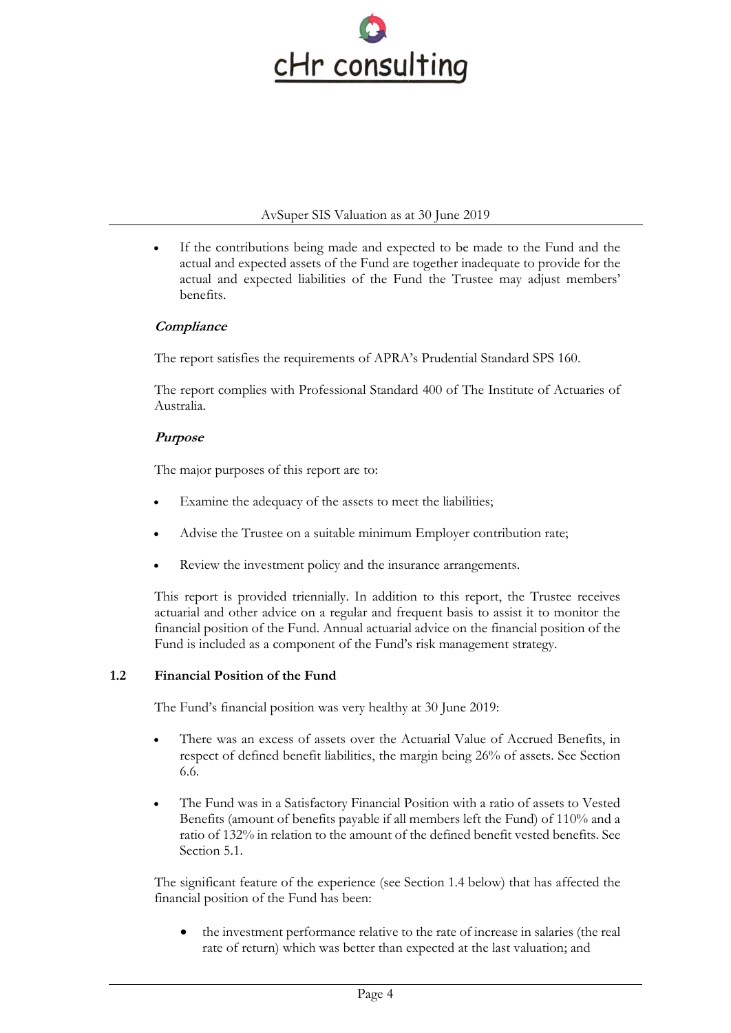- If the contributions being made and expected to be made to the Fund and the actual and expected assets of the Fund are together inadequate to provide for the actual and expected liabilities of the Fund the Trustee may adjust members' benefits.

***Compliance***

The report satisfies the requirements of APRA's Prudential Standard SPS 160.

The report complies with Professional Standard 400 of The Institute of Actuaries of Australia.

***Purpose***

The major purposes of this report are to:

- Examine the adequacy of the assets to meet the liabilities;
- Advise the Trustee on a suitable minimum Employer contribution rate;
- Review the investment policy and the insurance arrangements.

This report is provided triennially. In addition to this report, the Trustee receives actuarial and other advice on a regular and frequent basis to assist it to monitor the financial position of the Fund. Annual actuarial advice on the financial position of the Fund is included as a component of the Fund's risk management strategy.

## 1.2 Financial Position of the Fund

The Fund's financial position was very healthy at 30 June 2019:

- There was an excess of assets over the Actuarial Value of Accrued Benefits, in respect of defined benefit liabilities, the margin being 26% of assets. See Section 6.6.
- The Fund was in a Satisfactory Financial Position with a ratio of assets to Vested Benefits (amount of benefits payable if all members left the Fund) of 110% and a ratio of 132% in relation to the amount of the defined benefit vested benefits. See Section 5.1.

The significant feature of the experience (see Section 1.4 below) that has affected the financial position of the Fund has been:

- the investment performance relative to the rate of increase in salaries (the real rate of return) which was better than expected at the last valuation; and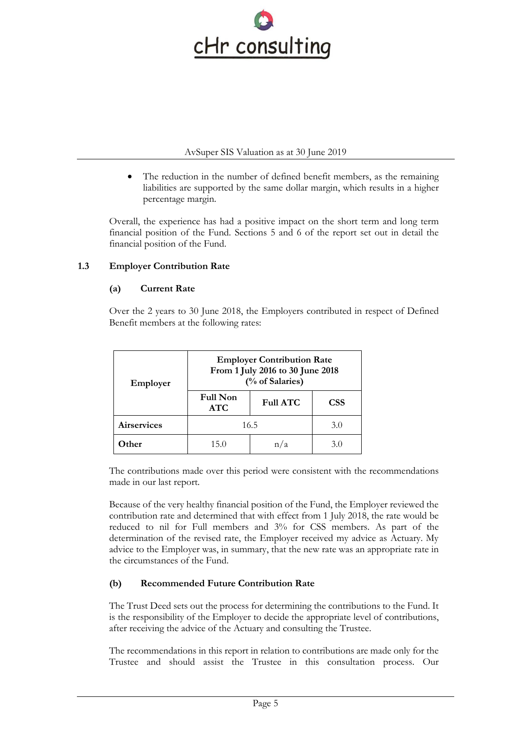- The reduction in the number of defined benefit members, as the remaining liabilities are supported by the same dollar margin, which results in a higher percentage margin.

Overall, the experience has had a positive impact on the short term and long term financial position of the Fund. Sections 5 and 6 of the report set out in detail the financial position of the Fund.

### 1.3 Employer Contribution Rate

#### (a) Current Rate

Over the 2 years to 30 June 2018, the Employers contributed in respect of Defined Benefit members at the following rates:

| Employer | Employer Contribution Rate From 1 July 2016 to 30 June 2018 (% of Salaries) | | |
|---|---|---|---|
| | **Full Non ATC** | **Full ATC** | **CSS** |
| **Airservices** | 16.5 | | 3.0 |
| **Other** | 15.0 | n/a | 3.0 |

The contributions made over this period were consistent with the recommendations made in our last report.

Because of the very healthy financial position of the Fund, the Employer reviewed the contribution rate and determined that with effect from 1 July 2018, the rate would be reduced to nil for Full members and 3% for CSS members. As part of the determination of the revised rate, the Employer received my advice as Actuary. My advice to the Employer was, in summary, that the new rate was an appropriate rate in the circumstances of the Fund.

#### (b) Recommended Future Contribution Rate

The Trust Deed sets out the process for determining the contributions to the Fund. It is the responsibility of the Employer to decide the appropriate level of contributions, after receiving the advice of the Actuary and consulting the Trustee.

The recommendations in this report in relation to contributions are made only for the Trustee and should assist the Trustee in this consultation process. Our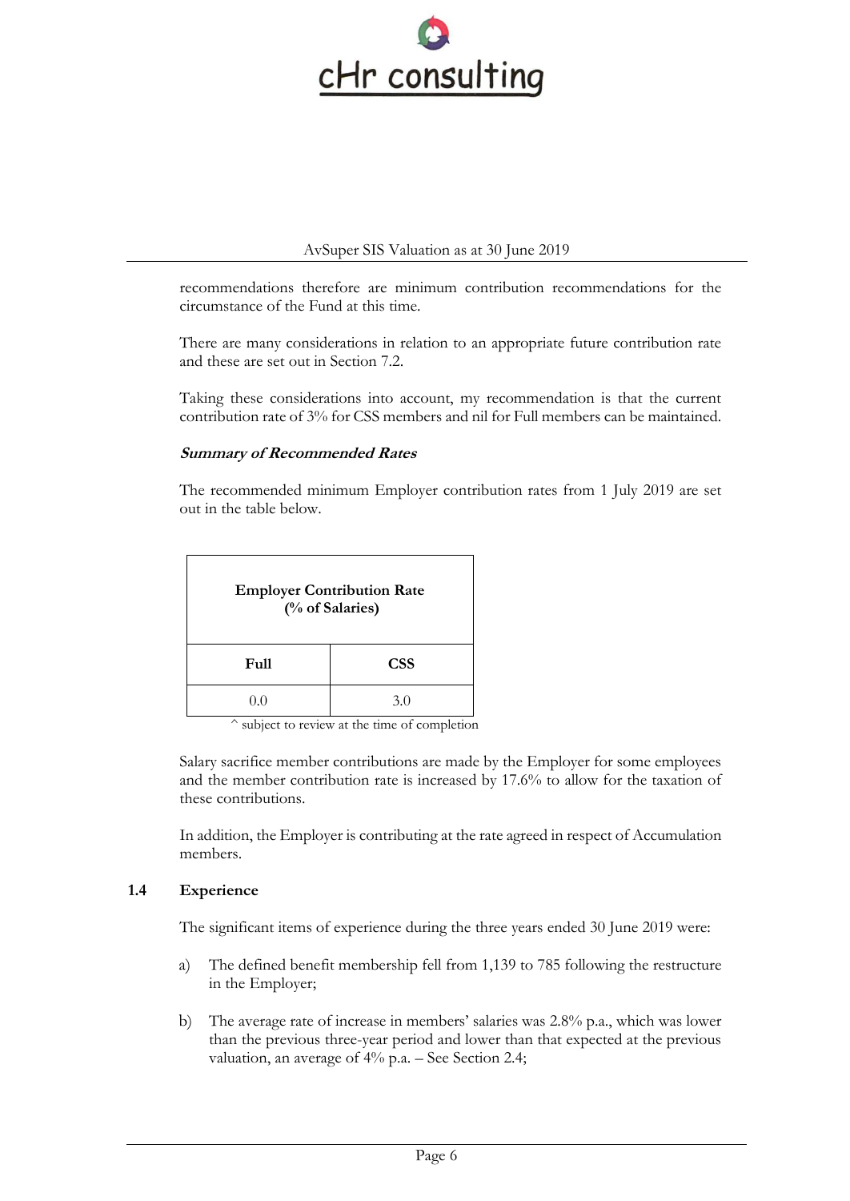recommendations therefore are minimum contribution recommendations for the circumstance of the Fund at this time.

There are many considerations in relation to an appropriate future contribution rate and these are set out in Section 7.2.

Taking these considerations into account, my recommendation is that the current contribution rate of 3% for CSS members and nil for Full members can be maintained.

***Summary of Recommended Rates***

The recommended minimum Employer contribution rates from 1 July 2019 are set out in the table below.

| **Employer Contribution Rate (% of Salaries)** | |
|---|---|
| **Full** | **CSS** |
| 0.0 | 3.0 |

^ subject to review at the time of completion

Salary sacrifice member contributions are made by the Employer for some employees and the member contribution rate is increased by 17.6% to allow for the taxation of these contributions.

In addition, the Employer is contributing at the rate agreed in respect of Accumulation members.

## 1.4 Experience

The significant items of experience during the three years ended 30 June 2019 were:

a) The defined benefit membership fell from 1,139 to 785 following the restructure in the Employer;

b) The average rate of increase in members' salaries was 2.8% p.a., which was lower than the previous three-year period and lower than that expected at the previous valuation, an average of 4% p.a. – See Section 2.4;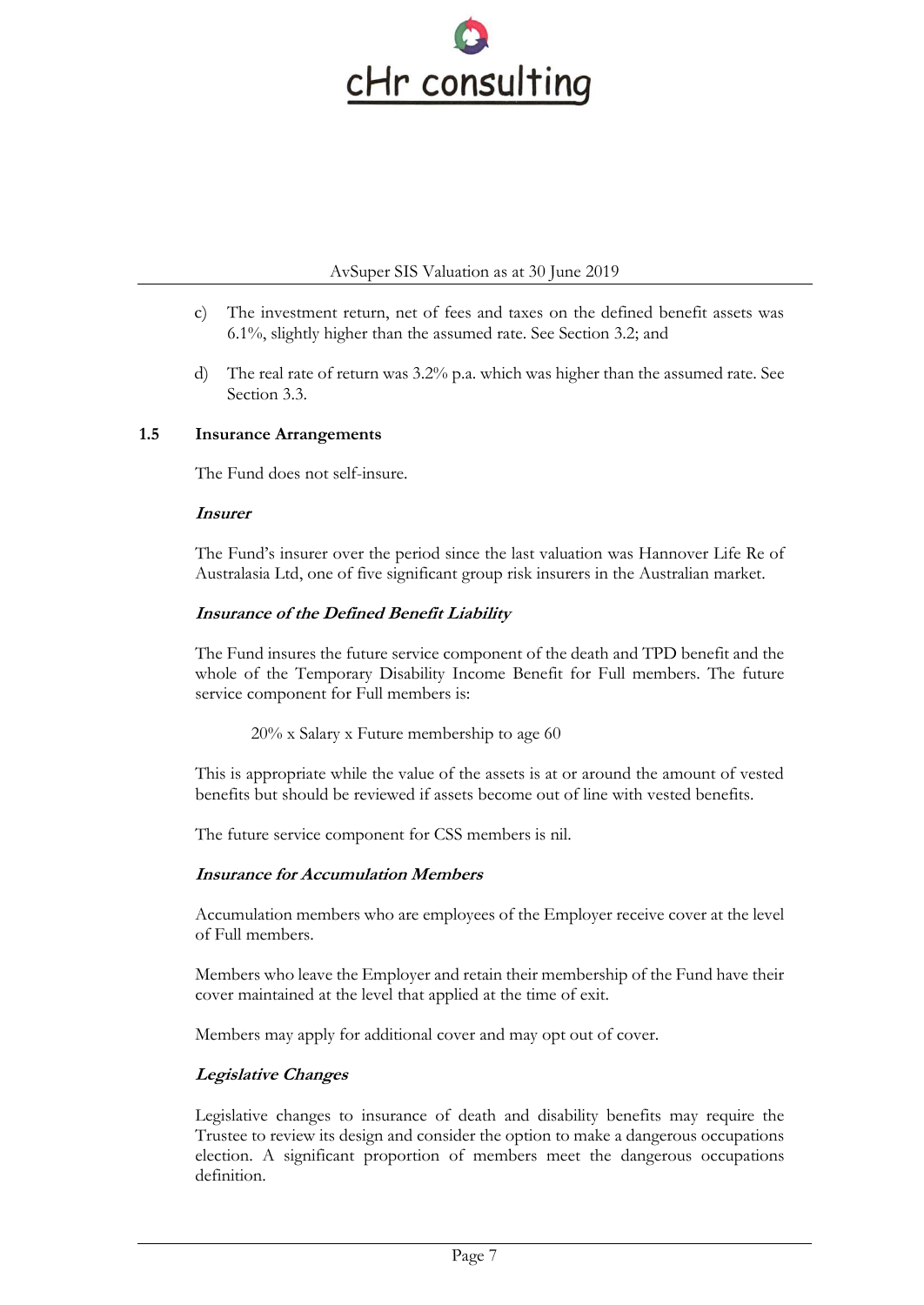c) The investment return, net of fees and taxes on the defined benefit assets was 6.1%, slightly higher than the assumed rate. See Section 3.2; and

d) The real rate of return was 3.2% p.a. which was higher than the assumed rate. See Section 3.3.

## 1.5 Insurance Arrangements

The Fund does not self-insure.

***Insurer***

The Fund's insurer over the period since the last valuation was Hannover Life Re of Australasia Ltd, one of five significant group risk insurers in the Australian market.

***Insurance of the Defined Benefit Liability***

The Fund insures the future service component of the death and TPD benefit and the whole of the Temporary Disability Income Benefit for Full members. The future service component for Full members is:

20% x Salary x Future membership to age 60

This is appropriate while the value of the assets is at or around the amount of vested benefits but should be reviewed if assets become out of line with vested benefits.

The future service component for CSS members is nil.

***Insurance for Accumulation Members***

Accumulation members who are employees of the Employer receive cover at the level of Full members.

Members who leave the Employer and retain their membership of the Fund have their cover maintained at the level that applied at the time of exit.

Members may apply for additional cover and may opt out of cover.

***Legislative Changes***

Legislative changes to insurance of death and disability benefits may require the Trustee to review its design and consider the option to make a dangerous occupations election. A significant proportion of members meet the dangerous occupations definition.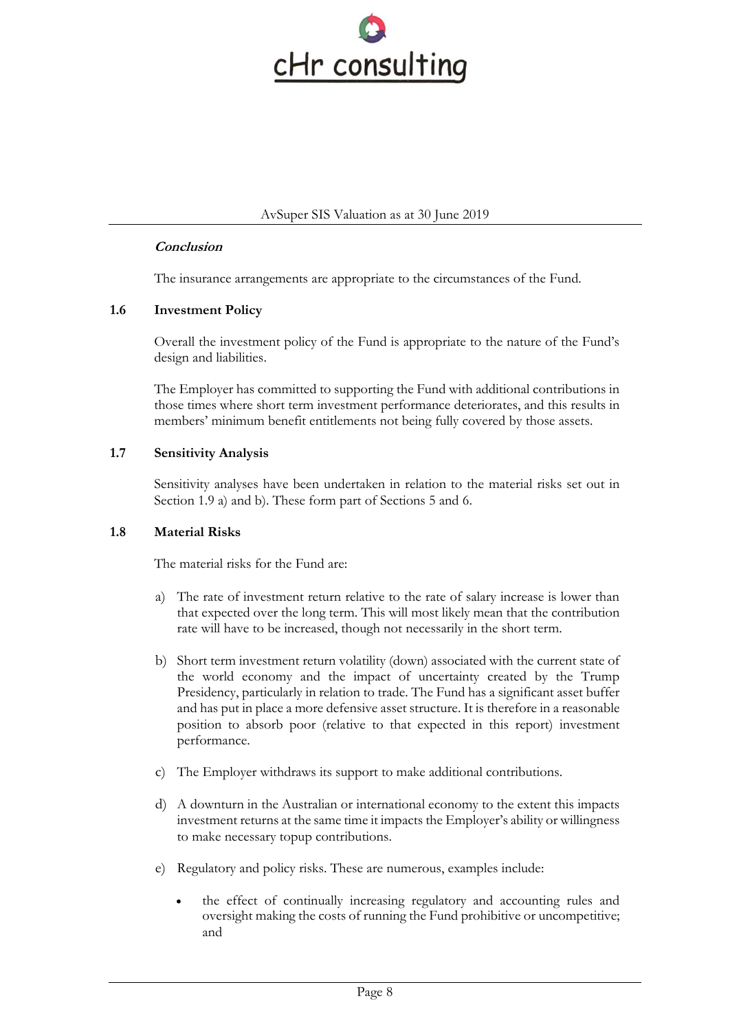***Conclusion***

The insurance arrangements are appropriate to the circumstances of the Fund.

## 1.6 Investment Policy

Overall the investment policy of the Fund is appropriate to the nature of the Fund's design and liabilities.

The Employer has committed to supporting the Fund with additional contributions in those times where short term investment performance deteriorates, and this results in members' minimum benefit entitlements not being fully covered by those assets.

## 1.7 Sensitivity Analysis

Sensitivity analyses have been undertaken in relation to the material risks set out in Section 1.9 a) and b). These form part of Sections 5 and 6.

## 1.8 Material Risks

The material risks for the Fund are:

a) The rate of investment return relative to the rate of salary increase is lower than that expected over the long term. This will most likely mean that the contribution rate will have to be increased, though not necessarily in the short term.

b) Short term investment return volatility (down) associated with the current state of the world economy and the impact of uncertainty created by the Trump Presidency, particularly in relation to trade. The Fund has a significant asset buffer and has put in place a more defensive asset structure. It is therefore in a reasonable position to absorb poor (relative to that expected in this report) investment performance.

c) The Employer withdraws its support to make additional contributions.

d) A downturn in the Australian or international economy to the extent this impacts investment returns at the same time it impacts the Employer's ability or willingness to make necessary topup contributions.

e) Regulatory and policy risks. These are numerous, examples include:

   - the effect of continually increasing regulatory and accounting rules and oversight making the costs of running the Fund prohibitive or uncompetitive; and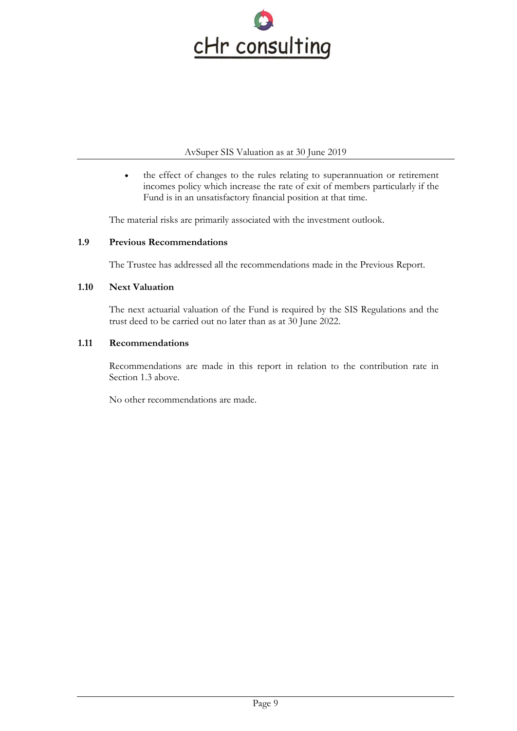- the effect of changes to the rules relating to superannuation or retirement incomes policy which increase the rate of exit of members particularly if the Fund is in an unsatisfactory financial position at that time.

The material risks are primarily associated with the investment outlook.

### 1.9 Previous Recommendations

The Trustee has addressed all the recommendations made in the Previous Report.

### 1.10 Next Valuation

The next actuarial valuation of the Fund is required by the SIS Regulations and the trust deed to be carried out no later than as at 30 June 2022.

### 1.11 Recommendations

Recommendations are made in this report in relation to the contribution rate in Section 1.3 above.

No other recommendations are made.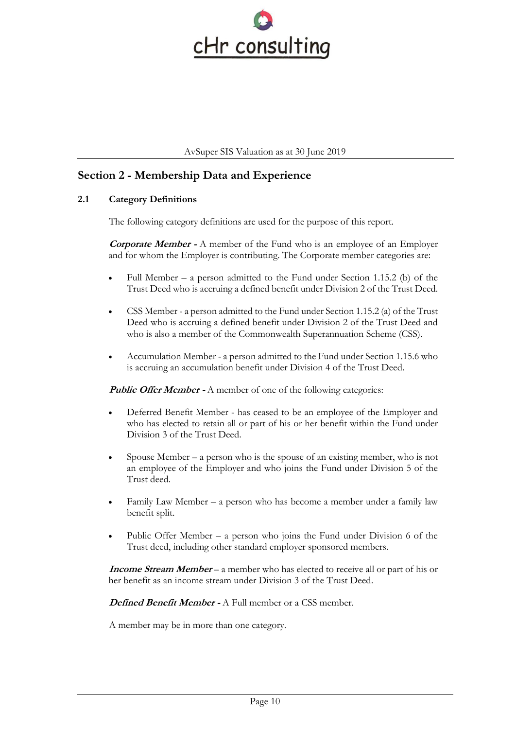## Section 2 - Membership Data and Experience

### 2.1 Category Definitions

The following category definitions are used for the purpose of this report.

***Corporate Member -*** A member of the Fund who is an employee of an Employer and for whom the Employer is contributing. The Corporate member categories are:

- Full Member – a person admitted to the Fund under Section 1.15.2 (b) of the Trust Deed who is accruing a defined benefit under Division 2 of the Trust Deed.
- CSS Member - a person admitted to the Fund under Section 1.15.2 (a) of the Trust Deed who is accruing a defined benefit under Division 2 of the Trust Deed and who is also a member of the Commonwealth Superannuation Scheme (CSS).
- Accumulation Member - a person admitted to the Fund under Section 1.15.6 who is accruing an accumulation benefit under Division 4 of the Trust Deed.

***Public Offer Member -*** A member of one of the following categories:

- Deferred Benefit Member - has ceased to be an employee of the Employer and who has elected to retain all or part of his or her benefit within the Fund under Division 3 of the Trust Deed.
- Spouse Member – a person who is the spouse of an existing member, who is not an employee of the Employer and who joins the Fund under Division 5 of the Trust deed.
- Family Law Member – a person who has become a member under a family law benefit split.
- Public Offer Member – a person who joins the Fund under Division 6 of the Trust deed, including other standard employer sponsored members.

***Income Stream Member*** – a member who has elected to receive all or part of his or her benefit as an income stream under Division 3 of the Trust Deed.

***Defined Benefit Member -*** A Full member or a CSS member.

A member may be in more than one category.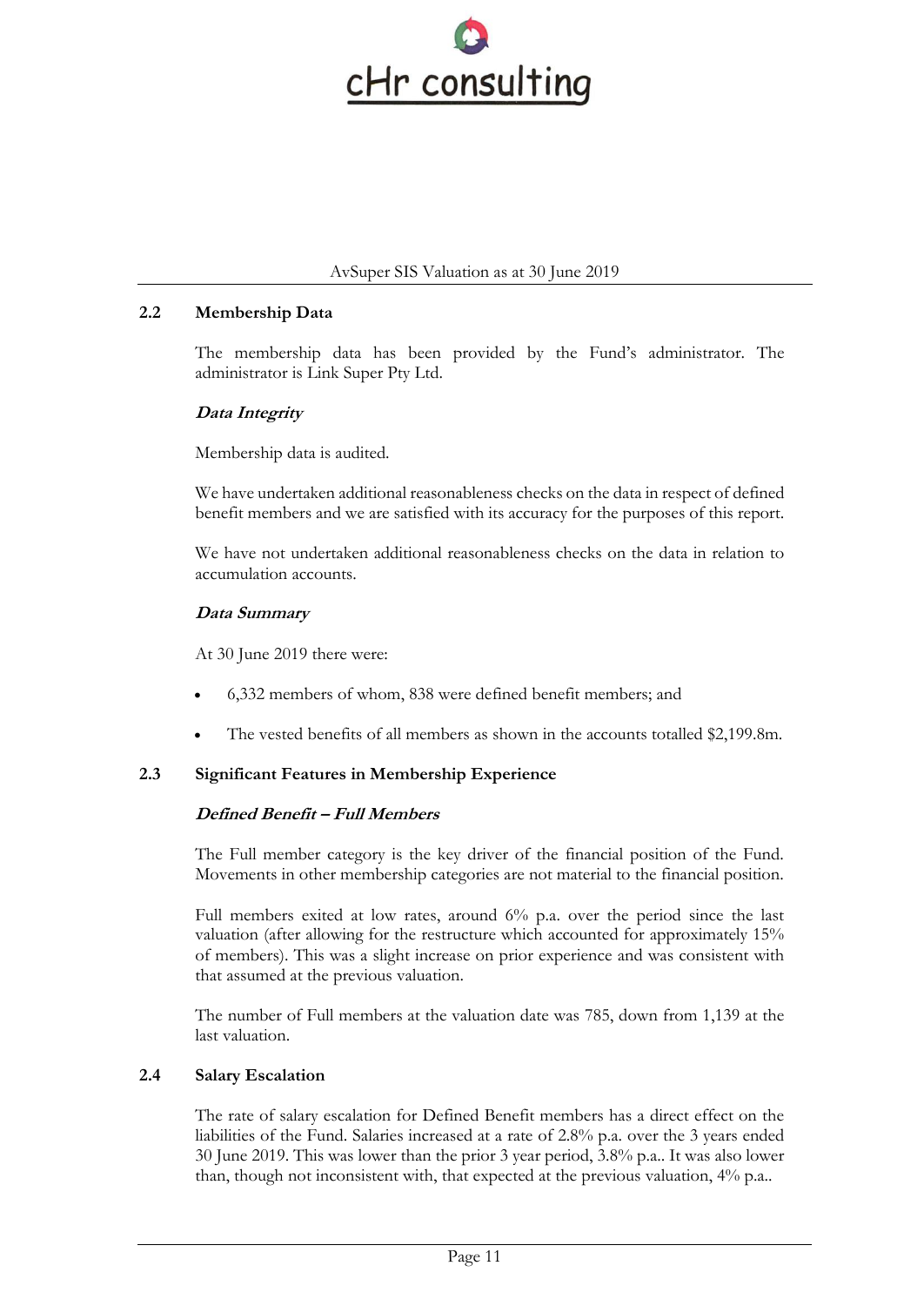## 2.2 Membership Data

The membership data has been provided by the Fund's administrator. The administrator is Link Super Pty Ltd.

***Data Integrity***

Membership data is audited.

We have undertaken additional reasonableness checks on the data in respect of defined benefit members and we are satisfied with its accuracy for the purposes of this report.

We have not undertaken additional reasonableness checks on the data in relation to accumulation accounts.

***Data Summary***

At 30 June 2019 there were:

- 6,332 members of whom, 838 were defined benefit members; and
- The vested benefits of all members as shown in the accounts totalled $2,199.8m.

## 2.3 Significant Features in Membership Experience

***Defined Benefit – Full Members***

The Full member category is the key driver of the financial position of the Fund. Movements in other membership categories are not material to the financial position.

Full members exited at low rates, around 6% p.a. over the period since the last valuation (after allowing for the restructure which accounted for approximately 15% of members). This was a slight increase on prior experience and was consistent with that assumed at the previous valuation.

The number of Full members at the valuation date was 785, down from 1,139 at the last valuation.

## 2.4 Salary Escalation

The rate of salary escalation for Defined Benefit members has a direct effect on the liabilities of the Fund. Salaries increased at a rate of 2.8% p.a. over the 3 years ended 30 June 2019. This was lower than the prior 3 year period, 3.8% p.a.. It was also lower than, though not inconsistent with, that expected at the previous valuation, 4% p.a..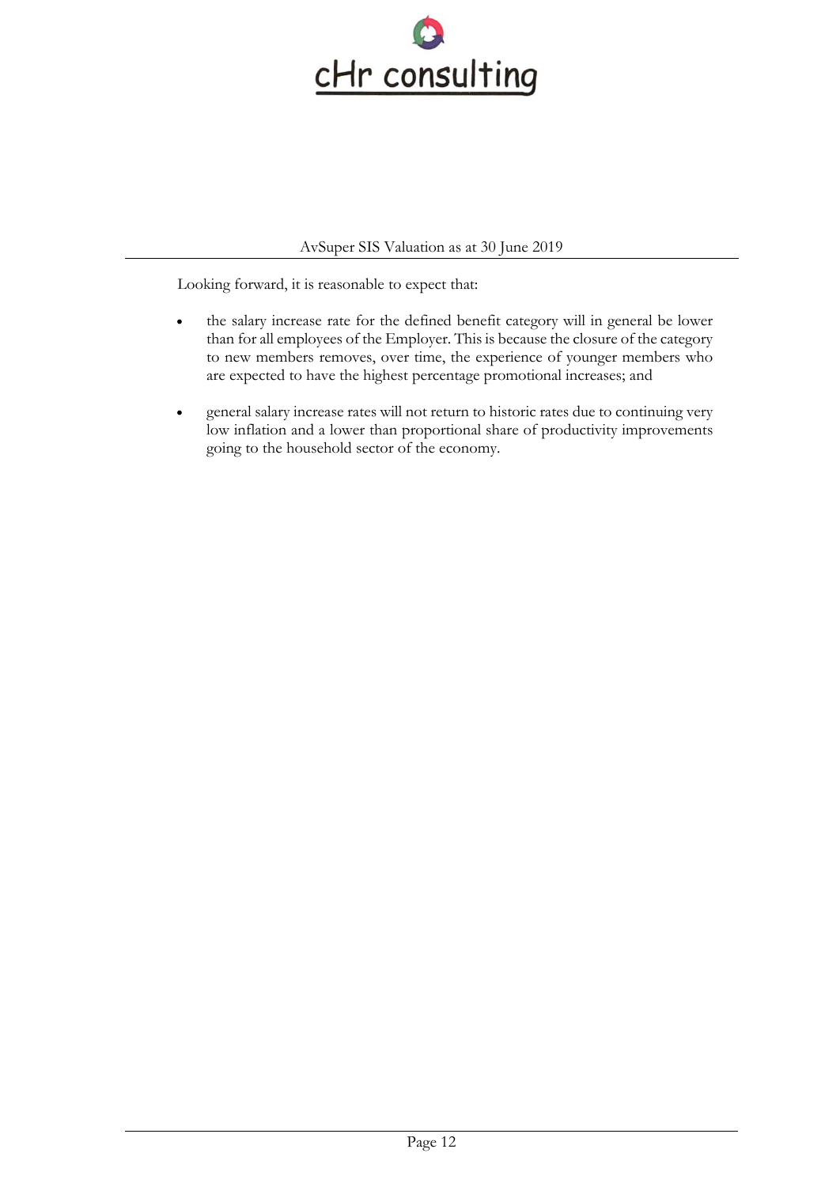Looking forward, it is reasonable to expect that:

- the salary increase rate for the defined benefit category will in general be lower than for all employees of the Employer. This is because the closure of the category to new members removes, over time, the experience of younger members who are expected to have the highest percentage promotional increases; and
- general salary increase rates will not return to historic rates due to continuing very low inflation and a lower than proportional share of productivity improvements going to the household sector of the economy.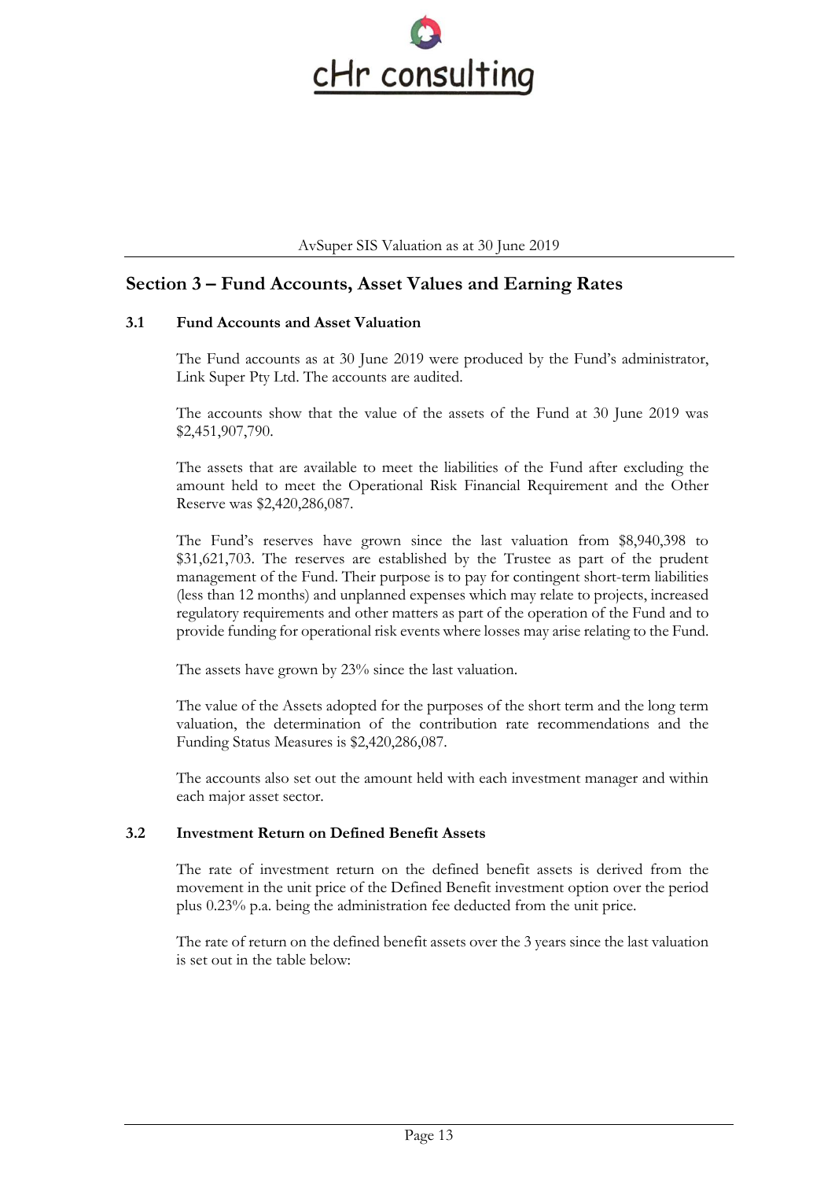## Section 3 – Fund Accounts, Asset Values and Earning Rates

### 3.1 Fund Accounts and Asset Valuation

The Fund accounts as at 30 June 2019 were produced by the Fund's administrator, Link Super Pty Ltd. The accounts are audited.

The accounts show that the value of the assets of the Fund at 30 June 2019 was $2,451,907,790.

The assets that are available to meet the liabilities of the Fund after excluding the amount held to meet the Operational Risk Financial Requirement and the Other Reserve was $2,420,286,087.

The Fund's reserves have grown since the last valuation from $8,940,398 to $31,621,703. The reserves are established by the Trustee as part of the prudent management of the Fund. Their purpose is to pay for contingent short-term liabilities (less than 12 months) and unplanned expenses which may relate to projects, increased regulatory requirements and other matters as part of the operation of the Fund and to provide funding for operational risk events where losses may arise relating to the Fund.

The assets have grown by 23% since the last valuation.

The value of the Assets adopted for the purposes of the short term and the long term valuation, the determination of the contribution rate recommendations and the Funding Status Measures is $2,420,286,087.

The accounts also set out the amount held with each investment manager and within each major asset sector.

### 3.2 Investment Return on Defined Benefit Assets

The rate of investment return on the defined benefit assets is derived from the movement in the unit price of the Defined Benefit investment option over the period plus 0.23% p.a. being the administration fee deducted from the unit price.

The rate of return on the defined benefit assets over the 3 years since the last valuation is set out in the table below: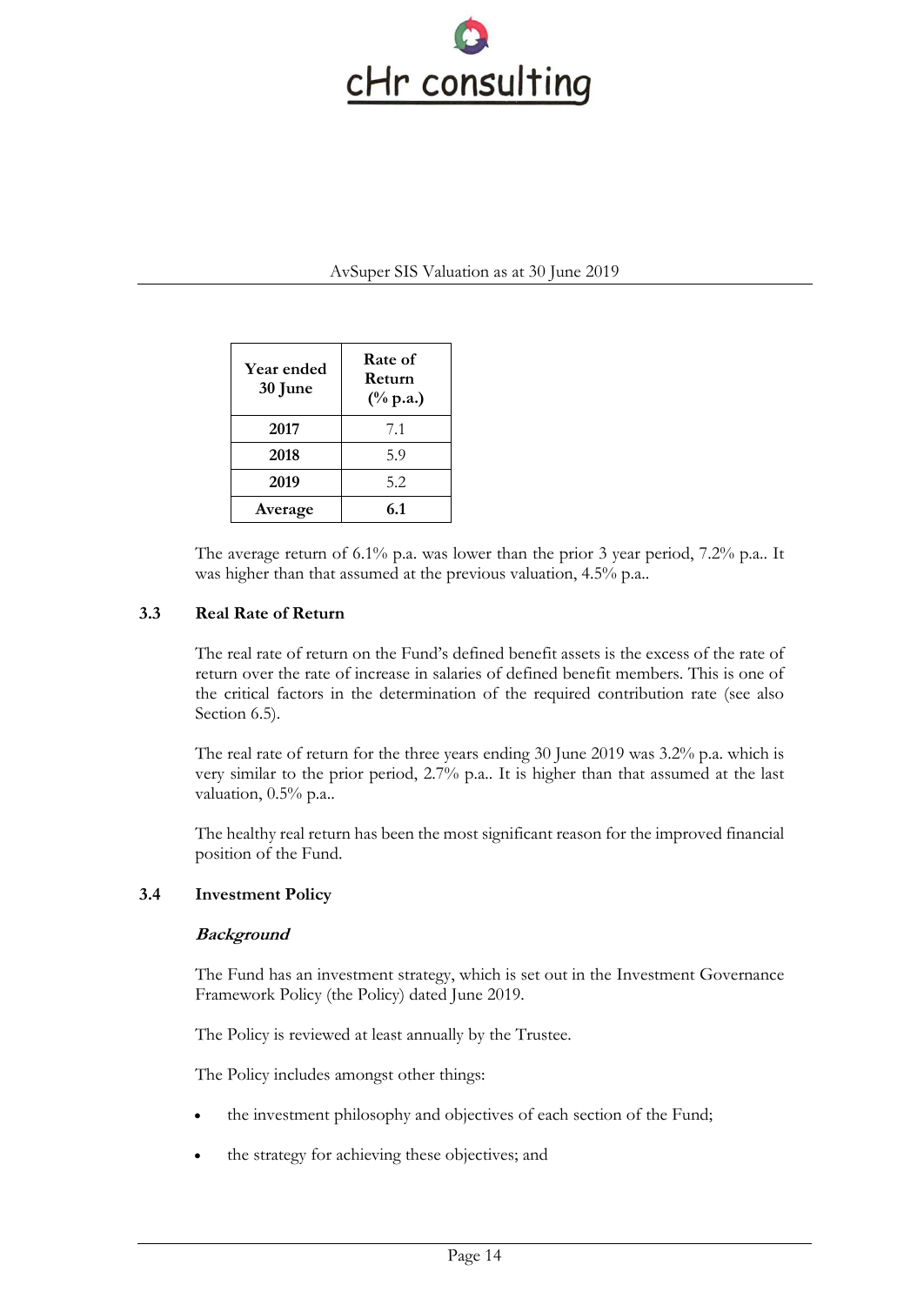| Year ended 30 June | Rate of Return (% p.a.) |
|---|---|
| **2017** | 7.1 |
| **2018** | 5.9 |
| **2019** | 5.2 |
| **Average** | **6.1** |

The average return of 6.1% p.a. was lower than the prior 3 year period, 7.2% p.a.. It was higher than that assumed at the previous valuation, 4.5% p.a..

### 3.3 Real Rate of Return

The real rate of return on the Fund's defined benefit assets is the excess of the rate of return over the rate of increase in salaries of defined benefit members. This is one of the critical factors in the determination of the required contribution rate (see also Section 6.5).

The real rate of return for the three years ending 30 June 2019 was 3.2% p.a. which is very similar to the prior period, 2.7% p.a.. It is higher than that assumed at the last valuation, 0.5% p.a..

The healthy real return has been the most significant reason for the improved financial position of the Fund.

### 3.4 Investment Policy

***Background***

The Fund has an investment strategy, which is set out in the Investment Governance Framework Policy (the Policy) dated June 2019.

The Policy is reviewed at least annually by the Trustee.

The Policy includes amongst other things:

- the investment philosophy and objectives of each section of the Fund;
- the strategy for achieving these objectives; and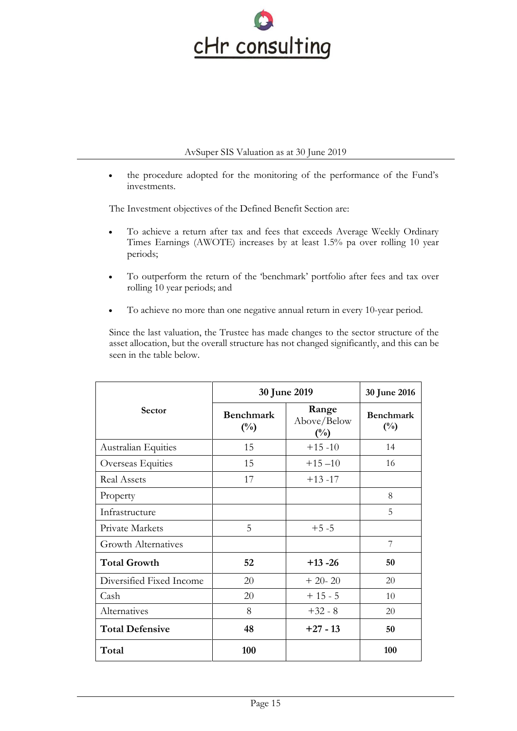- the procedure adopted for the monitoring of the performance of the Fund's investments.

The Investment objectives of the Defined Benefit Section are:

- To achieve a return after tax and fees that exceeds Average Weekly Ordinary Times Earnings (AWOTE) increases by at least 1.5% pa over rolling 10 year periods;
- To outperform the return of the 'benchmark' portfolio after fees and tax over rolling 10 year periods; and
- To achieve no more than one negative annual return in every 10-year period.

Since the last valuation, the Trustee has made changes to the sector structure of the asset allocation, but the overall structure has not changed significantly, and this can be seen in the table below.

| Sector | 30 June 2019 | | 30 June 2016 |
|---|---|---|---|
| | Benchmark (%) | Range Above/Below (%) | Benchmark (%) |
| Australian Equities | 15 | +15 -10 | 14 |
| Overseas Equities | 15 | +15 –10 | 16 |
| Real Assets | 17 | +13 -17 | |
| Property | | | 8 |
| Infrastructure | | | 5 |
| Private Markets | 5 | +5 -5 | |
| Growth Alternatives | | | 7 |
| **Total Growth** | **52** | **+13 -26** | **50** |
| Diversified Fixed Income | 20 | + 20- 20 | 20 |
| Cash | 20 | + 15 - 5 | 10 |
| Alternatives | 8 | +32 - 8 | 20 |
| **Total Defensive** | **48** | **+27 - 13** | **50** |
| **Total** | **100** | | **100** |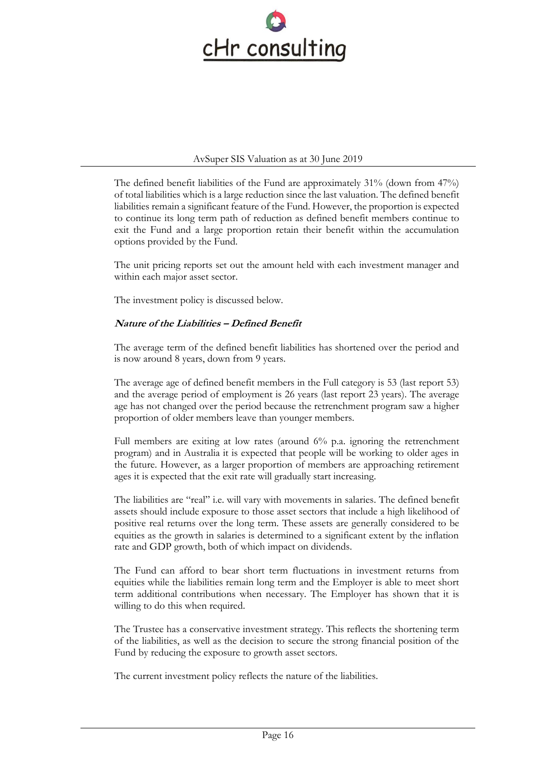The defined benefit liabilities of the Fund are approximately 31% (down from 47%) of total liabilities which is a large reduction since the last valuation. The defined benefit liabilities remain a significant feature of the Fund. However, the proportion is expected to continue its long term path of reduction as defined benefit members continue to exit the Fund and a large proportion retain their benefit within the accumulation options provided by the Fund.

The unit pricing reports set out the amount held with each investment manager and within each major asset sector.

The investment policy is discussed below.

***Nature of the Liabilities – Defined Benefit***

The average term of the defined benefit liabilities has shortened over the period and is now around 8 years, down from 9 years.

The average age of defined benefit members in the Full category is 53 (last report 53) and the average period of employment is 26 years (last report 23 years). The average age has not changed over the period because the retrenchment program saw a higher proportion of older members leave than younger members.

Full members are exiting at low rates (around 6% p.a. ignoring the retrenchment program) and in Australia it is expected that people will be working to older ages in the future. However, as a larger proportion of members are approaching retirement ages it is expected that the exit rate will gradually start increasing.

The liabilities are "real" i.e. will vary with movements in salaries. The defined benefit assets should include exposure to those asset sectors that include a high likelihood of positive real returns over the long term. These assets are generally considered to be equities as the growth in salaries is determined to a significant extent by the inflation rate and GDP growth, both of which impact on dividends.

The Fund can afford to bear short term fluctuations in investment returns from equities while the liabilities remain long term and the Employer is able to meet short term additional contributions when necessary. The Employer has shown that it is willing to do this when required.

The Trustee has a conservative investment strategy. This reflects the shortening term of the liabilities, as well as the decision to secure the strong financial position of the Fund by reducing the exposure to growth asset sectors.

The current investment policy reflects the nature of the liabilities.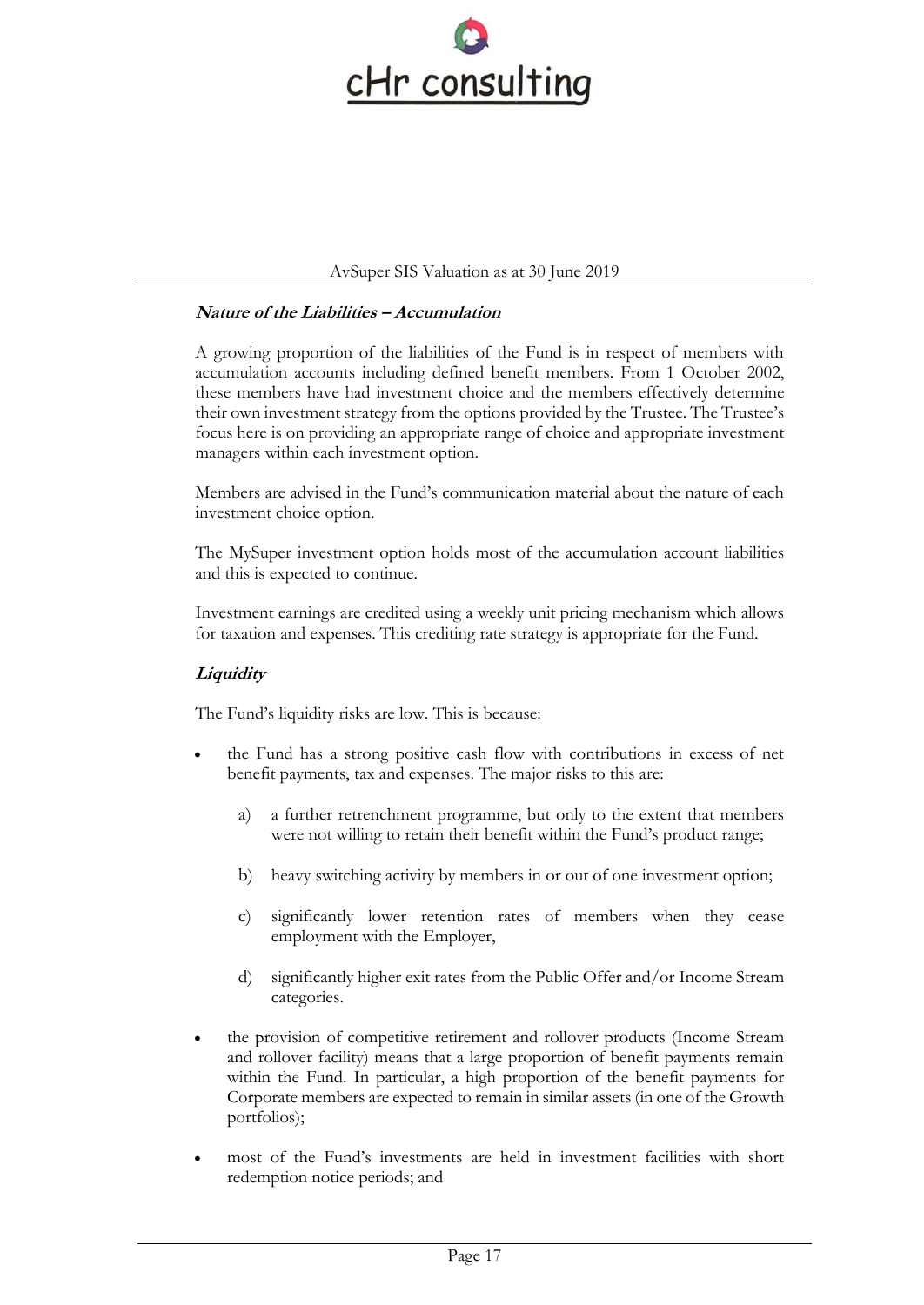***Nature of the Liabilities – Accumulation***

A growing proportion of the liabilities of the Fund is in respect of members with accumulation accounts including defined benefit members. From 1 October 2002, these members have had investment choice and the members effectively determine their own investment strategy from the options provided by the Trustee. The Trustee's focus here is on providing an appropriate range of choice and appropriate investment managers within each investment option.

Members are advised in the Fund's communication material about the nature of each investment choice option.

The MySuper investment option holds most of the accumulation account liabilities and this is expected to continue.

Investment earnings are credited using a weekly unit pricing mechanism which allows for taxation and expenses. This crediting rate strategy is appropriate for the Fund.

***Liquidity***

The Fund's liquidity risks are low. This is because:

- the Fund has a strong positive cash flow with contributions in excess of net benefit payments, tax and expenses. The major risks to this are:

  a) a further retrenchment programme, but only to the extent that members were not willing to retain their benefit within the Fund's product range;

  b) heavy switching activity by members in or out of one investment option;

  c) significantly lower retention rates of members when they cease employment with the Employer,

  d) significantly higher exit rates from the Public Offer and/or Income Stream categories.

- the provision of competitive retirement and rollover products (Income Stream and rollover facility) means that a large proportion of benefit payments remain within the Fund. In particular, a high proportion of the benefit payments for Corporate members are expected to remain in similar assets (in one of the Growth portfolios);

- most of the Fund's investments are held in investment facilities with short redemption notice periods; and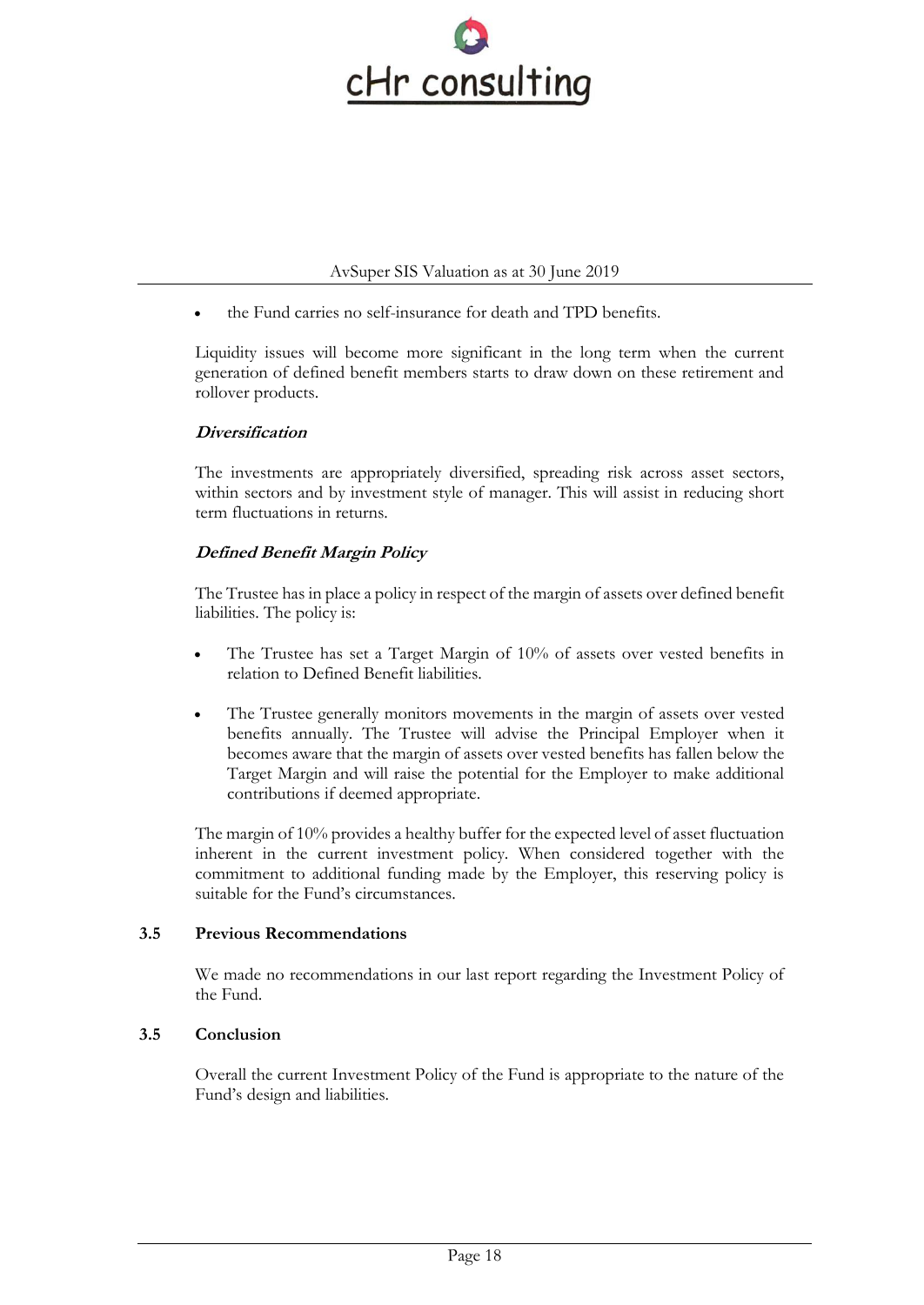- the Fund carries no self-insurance for death and TPD benefits.

Liquidity issues will become more significant in the long term when the current generation of defined benefit members starts to draw down on these retirement and rollover products.

***Diversification***

The investments are appropriately diversified, spreading risk across asset sectors, within sectors and by investment style of manager. This will assist in reducing short term fluctuations in returns.

***Defined Benefit Margin Policy***

The Trustee has in place a policy in respect of the margin of assets over defined benefit liabilities. The policy is:

- The Trustee has set a Target Margin of 10% of assets over vested benefits in relation to Defined Benefit liabilities.

- The Trustee generally monitors movements in the margin of assets over vested benefits annually. The Trustee will advise the Principal Employer when it becomes aware that the margin of assets over vested benefits has fallen below the Target Margin and will raise the potential for the Employer to make additional contributions if deemed appropriate.

The margin of 10% provides a healthy buffer for the expected level of asset fluctuation inherent in the current investment policy. When considered together with the commitment to additional funding made by the Employer, this reserving policy is suitable for the Fund's circumstances.

### 3.5 Previous Recommendations

We made no recommendations in our last report regarding the Investment Policy of the Fund.

### 3.5 Conclusion

Overall the current Investment Policy of the Fund is appropriate to the nature of the Fund's design and liabilities.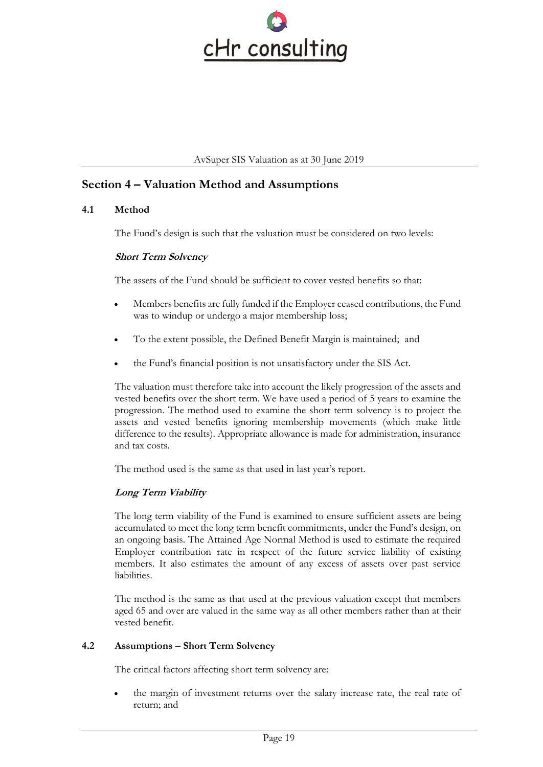## Section 4 – Valuation Method and Assumptions

### 4.1 Method

The Fund's design is such that the valuation must be considered on two levels:

***Short Term Solvency***

The assets of the Fund should be sufficient to cover vested benefits so that:

- Members benefits are fully funded if the Employer ceased contributions, the Fund was to windup or undergo a major membership loss;
- To the extent possible, the Defined Benefit Margin is maintained; and
- the Fund's financial position is not unsatisfactory under the SIS Act.

The valuation must therefore take into account the likely progression of the assets and vested benefits over the short term. We have used a period of 5 years to examine the progression. The method used to examine the short term solvency is to project the assets and vested benefits ignoring membership movements (which make little difference to the results). Appropriate allowance is made for administration, insurance and tax costs.

The method used is the same as that used in last year's report.

***Long Term Viability***

The long term viability of the Fund is examined to ensure sufficient assets are being accumulated to meet the long term benefit commitments, under the Fund's design, on an ongoing basis. The Attained Age Normal Method is used to estimate the required Employer contribution rate in respect of the future service liability of existing members. It also estimates the amount of any excess of assets over past service liabilities.

The method is the same as that used at the previous valuation except that members aged 65 and over are valued in the same way as all other members rather than at their vested benefit.

### 4.2 Assumptions – Short Term Solvency

The critical factors affecting short term solvency are:

- the margin of investment returns over the salary increase rate, the real rate of return; and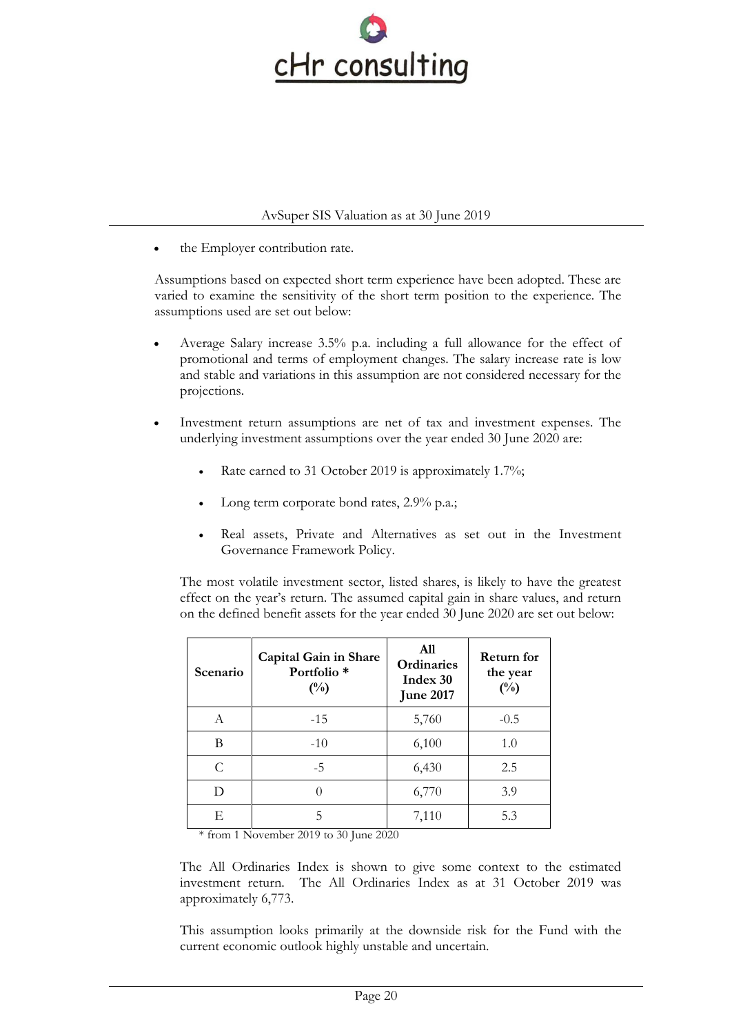- the Employer contribution rate.

Assumptions based on expected short term experience have been adopted. These are varied to examine the sensitivity of the short term position to the experience. The assumptions used are set out below:

- Average Salary increase 3.5% p.a. including a full allowance for the effect of promotional and terms of employment changes. The salary increase rate is low and stable and variations in this assumption are not considered necessary for the projections.

- Investment return assumptions are net of tax and investment expenses. The underlying investment assumptions over the year ended 30 June 2020 are:

  - Rate earned to 31 October 2019 is approximately 1.7%;

  - Long term corporate bond rates, 2.9% p.a.;

  - Real assets, Private and Alternatives as set out in the Investment Governance Framework Policy.

  The most volatile investment sector, listed shares, is likely to have the greatest effect on the year's return. The assumed capital gain in share values, and return on the defined benefit assets for the year ended 30 June 2020 are set out below:

| Scenario | Capital Gain in Share Portfolio * (%) | All Ordinaries Index 30 June 2017 | Return for the year (%) |
|---|---|---|---|
| A | -15 | 5,760 | -0.5 |
| B | -10 | 6,100 | 1.0 |
| C | -5 | 6,430 | 2.5 |
| D | 0 | 6,770 | 3.9 |
| E | 5 | 7,110 | 5.3 |

\* from 1 November 2019 to 30 June 2020

The All Ordinaries Index is shown to give some context to the estimated investment return. The All Ordinaries Index as at 31 October 2019 was approximately 6,773.

This assumption looks primarily at the downside risk for the Fund with the current economic outlook highly unstable and uncertain.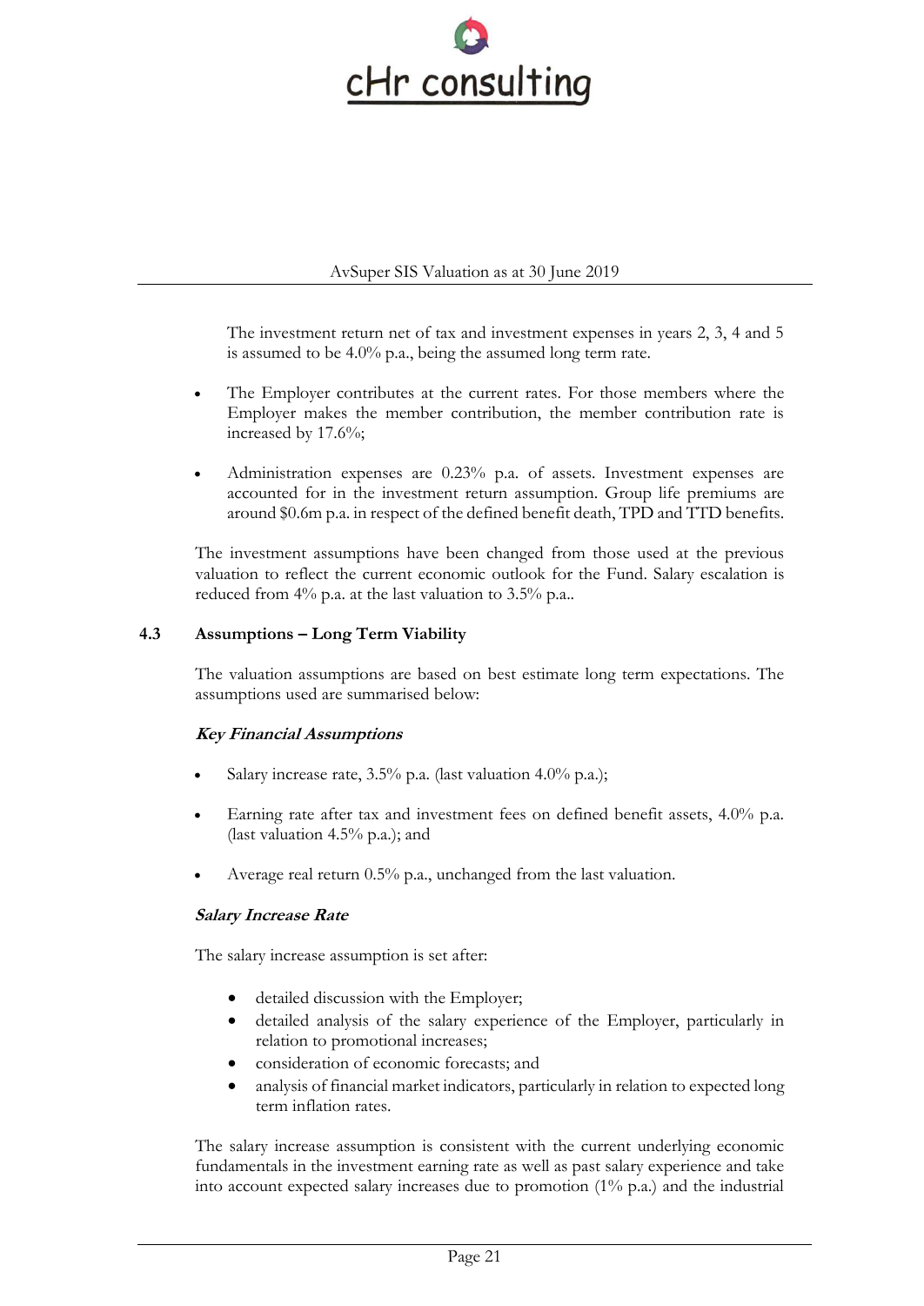The investment return net of tax and investment expenses in years 2, 3, 4 and 5 is assumed to be 4.0% p.a., being the assumed long term rate.

- The Employer contributes at the current rates. For those members where the Employer makes the member contribution, the member contribution rate is increased by 17.6%;
- Administration expenses are 0.23% p.a. of assets. Investment expenses are accounted for in the investment return assumption. Group life premiums are around $0.6m p.a. in respect of the defined benefit death, TPD and TTD benefits.

The investment assumptions have been changed from those used at the previous valuation to reflect the current economic outlook for the Fund. Salary escalation is reduced from 4% p.a. at the last valuation to 3.5% p.a..

### 4.3 Assumptions – Long Term Viability

The valuation assumptions are based on best estimate long term expectations. The assumptions used are summarised below:

***Key Financial Assumptions***

- Salary increase rate, 3.5% p.a. (last valuation 4.0% p.a.);
- Earning rate after tax and investment fees on defined benefit assets, 4.0% p.a. (last valuation 4.5% p.a.); and
- Average real return 0.5% p.a., unchanged from the last valuation.

***Salary Increase Rate***

The salary increase assumption is set after:

- detailed discussion with the Employer;
- detailed analysis of the salary experience of the Employer, particularly in relation to promotional increases;
- consideration of economic forecasts; and
- analysis of financial market indicators, particularly in relation to expected long term inflation rates.

The salary increase assumption is consistent with the current underlying economic fundamentals in the investment earning rate as well as past salary experience and take into account expected salary increases due to promotion (1% p.a.) and the industrial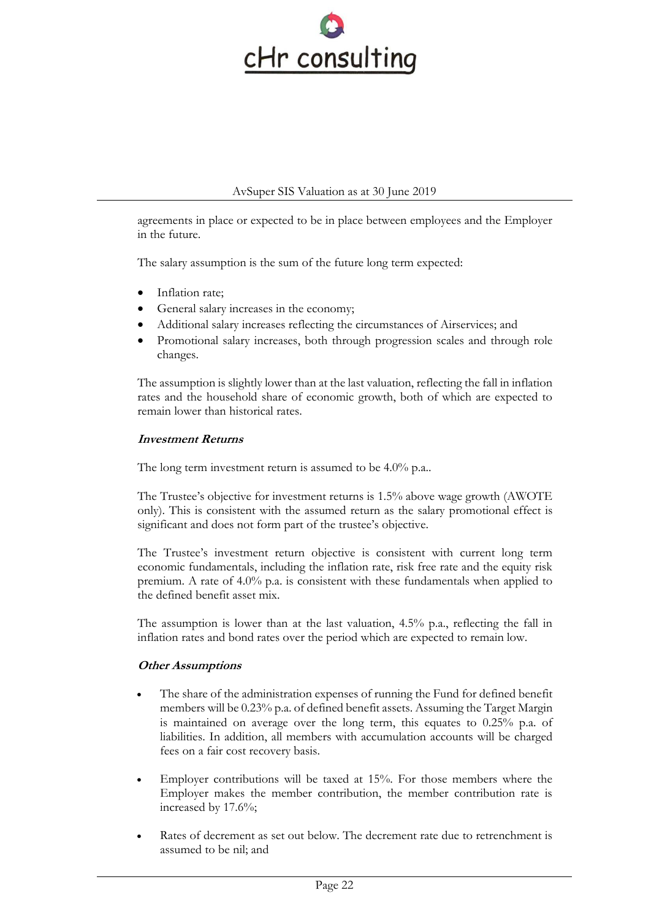agreements in place or expected to be in place between employees and the Employer in the future.

The salary assumption is the sum of the future long term expected:

- Inflation rate;
- General salary increases in the economy;
- Additional salary increases reflecting the circumstances of Airservices; and
- Promotional salary increases, both through progression scales and through role changes.

The assumption is slightly lower than at the last valuation, reflecting the fall in inflation rates and the household share of economic growth, both of which are expected to remain lower than historical rates.

### *Investment Returns*

The long term investment return is assumed to be 4.0% p.a..

The Trustee's objective for investment returns is 1.5% above wage growth (AWOTE only). This is consistent with the assumed return as the salary promotional effect is significant and does not form part of the trustee's objective.

The Trustee's investment return objective is consistent with current long term economic fundamentals, including the inflation rate, risk free rate and the equity risk premium. A rate of 4.0% p.a. is consistent with these fundamentals when applied to the defined benefit asset mix.

The assumption is lower than at the last valuation, 4.5% p.a., reflecting the fall in inflation rates and bond rates over the period which are expected to remain low.

### *Other Assumptions*

- The share of the administration expenses of running the Fund for defined benefit members will be 0.23% p.a. of defined benefit assets. Assuming the Target Margin is maintained on average over the long term, this equates to 0.25% p.a. of liabilities. In addition, all members with accumulation accounts will be charged fees on a fair cost recovery basis.

- Employer contributions will be taxed at 15%. For those members where the Employer makes the member contribution, the member contribution rate is increased by 17.6%;

- Rates of decrement as set out below. The decrement rate due to retrenchment is assumed to be nil; and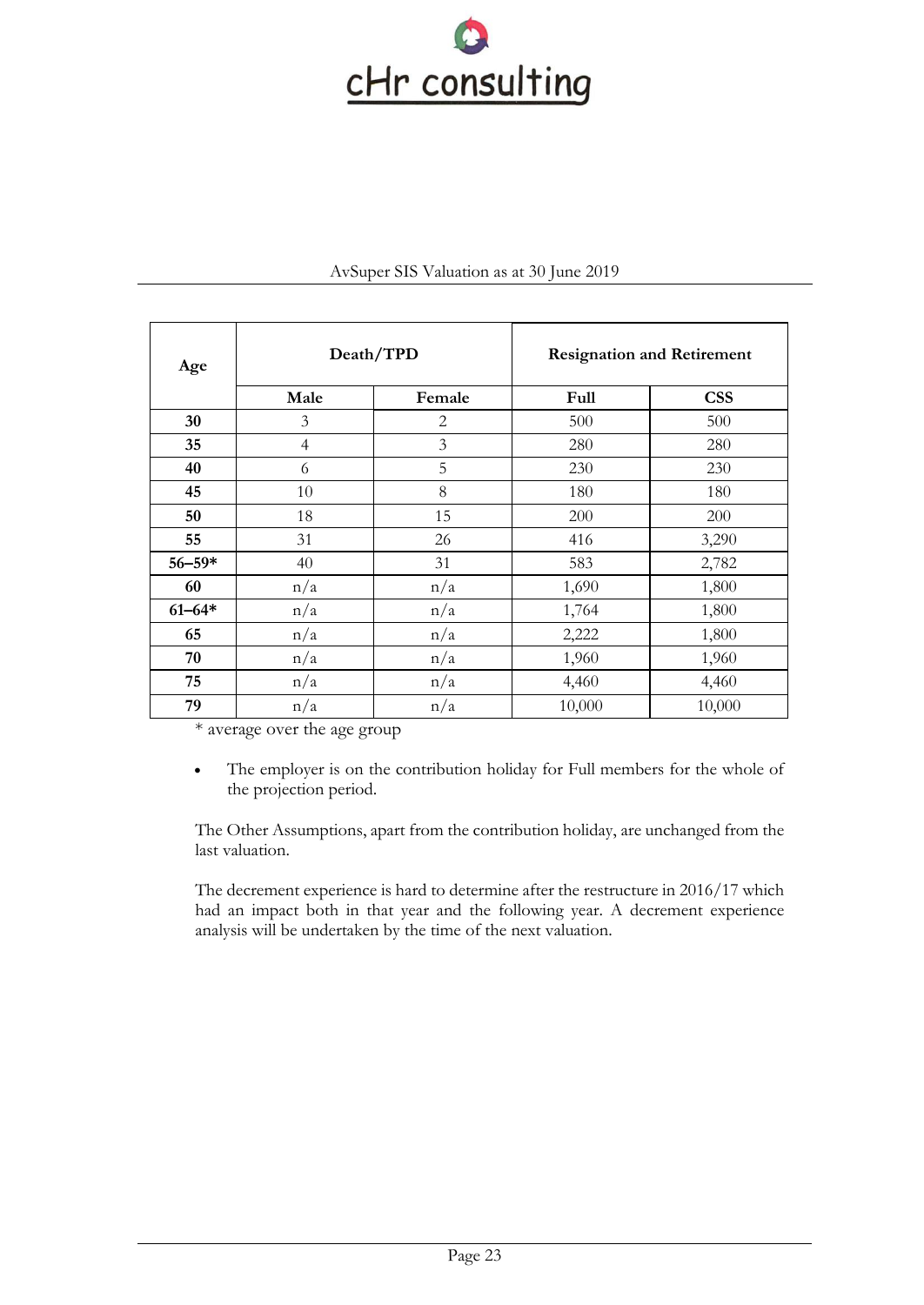| Age | Death/TPD | | Resignation and Retirement | |
|---|---|---|---|---|
| | **Male** | **Female** | **Full** | **CSS** |
| **30** | 3 | 2 | 500 | 500 |
| **35** | 4 | 3 | 280 | 280 |
| **40** | 6 | 5 | 230 | 230 |
| **45** | 10 | 8 | 180 | 180 |
| **50** | 18 | 15 | 200 | 200 |
| **55** | 31 | 26 | 416 | 3,290 |
| **56–59*** | 40 | 31 | 583 | 2,782 |
| **60** | n/a | n/a | 1,690 | 1,800 |
| **61–64*** | n/a | n/a | 1,764 | 1,800 |
| **65** | n/a | n/a | 2,222 | 1,800 |
| **70** | n/a | n/a | 1,960 | 1,960 |
| **75** | n/a | n/a | 4,460 | 4,460 |
| **79** | n/a | n/a | 10,000 | 10,000 |

* average over the age group

- The employer is on the contribution holiday for Full members for the whole of the projection period.

The Other Assumptions, apart from the contribution holiday, are unchanged from the last valuation.

The decrement experience is hard to determine after the restructure in 2016/17 which had an impact both in that year and the following year. A decrement experience analysis will be undertaken by the time of the next valuation.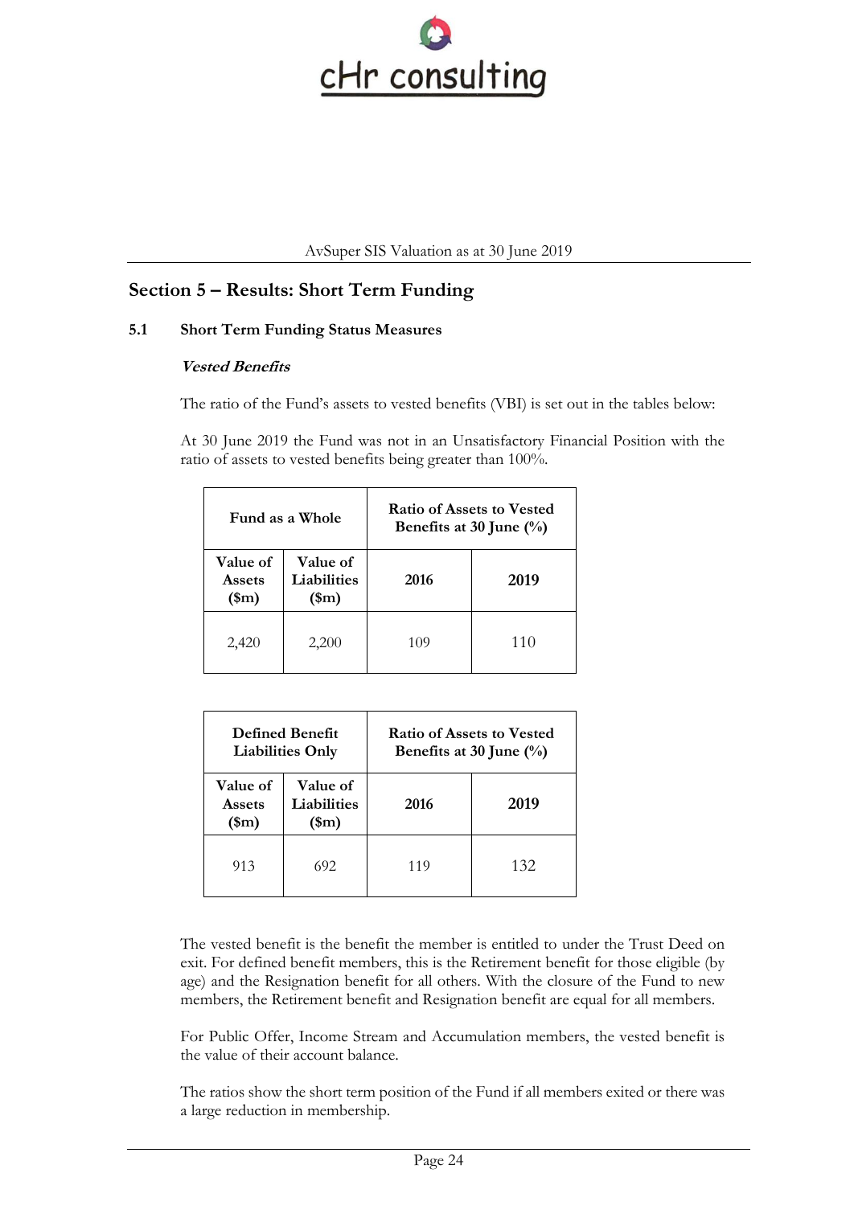## Section 5 – Results: Short Term Funding

### 5.1 Short Term Funding Status Measures

***Vested Benefits***

The ratio of the Fund's assets to vested benefits (VBI) is set out in the tables below:

At 30 June 2019 the Fund was not in an Unsatisfactory Financial Position with the ratio of assets to vested benefits being greater than 100%.

| Fund as a Whole | | Ratio of Assets to Vested Benefits at 30 June (%) | |
|---|---|---|---|
| Value of Assets ($m) | Value of Liabilities ($m) | 2016 | 2019 |
| 2,420 | 2,200 | 109 | 110 |

| Defined Benefit Liabilities Only | | Ratio of Assets to Vested Benefits at 30 June (%) | |
|---|---|---|---|
| Value of Assets ($m) | Value of Liabilities ($m) | 2016 | 2019 |
| 913 | 692 | 119 | 132 |

The vested benefit is the benefit the member is entitled to under the Trust Deed on exit. For defined benefit members, this is the Retirement benefit for those eligible (by age) and the Resignation benefit for all others. With the closure of the Fund to new members, the Retirement benefit and Resignation benefit are equal for all members.

For Public Offer, Income Stream and Accumulation members, the vested benefit is the value of their account balance.

The ratios show the short term position of the Fund if all members exited or there was a large reduction in membership.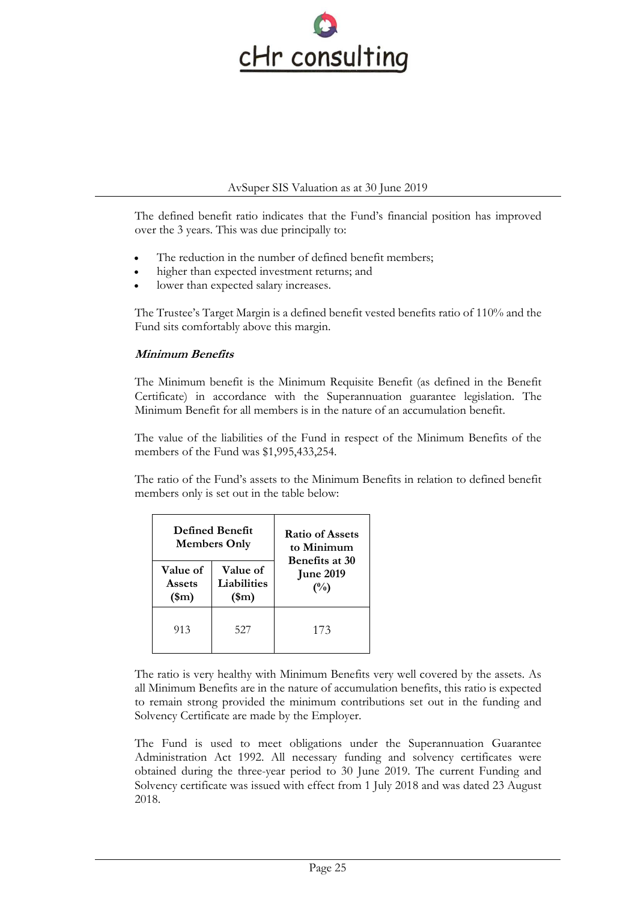The defined benefit ratio indicates that the Fund's financial position has improved over the 3 years. This was due principally to:

- The reduction in the number of defined benefit members;
- higher than expected investment returns; and
- lower than expected salary increases.

The Trustee's Target Margin is a defined benefit vested benefits ratio of 110% and the Fund sits comfortably above this margin.

***Minimum Benefits***

The Minimum benefit is the Minimum Requisite Benefit (as defined in the Benefit Certificate) in accordance with the Superannuation guarantee legislation. The Minimum Benefit for all members is in the nature of an accumulation benefit.

The value of the liabilities of the Fund in respect of the Minimum Benefits of the members of the Fund was $1,995,433,254.

The ratio of the Fund's assets to the Minimum Benefits in relation to defined benefit members only is set out in the table below:

| **Defined Benefit Members Only** | | **Ratio of Assets to Minimum Benefits at 30 June 2019 (%)** |
|---|---|---|
| **Value of Assets ($m)** | **Value of Liabilities ($m)** | |
| 913 | 527 | 173 |

The ratio is very healthy with Minimum Benefits very well covered by the assets. As all Minimum Benefits are in the nature of accumulation benefits, this ratio is expected to remain strong provided the minimum contributions set out in the funding and Solvency Certificate are made by the Employer.

The Fund is used to meet obligations under the Superannuation Guarantee Administration Act 1992. All necessary funding and solvency certificates were obtained during the three-year period to 30 June 2019. The current Funding and Solvency certificate was issued with effect from 1 July 2018 and was dated 23 August 2018.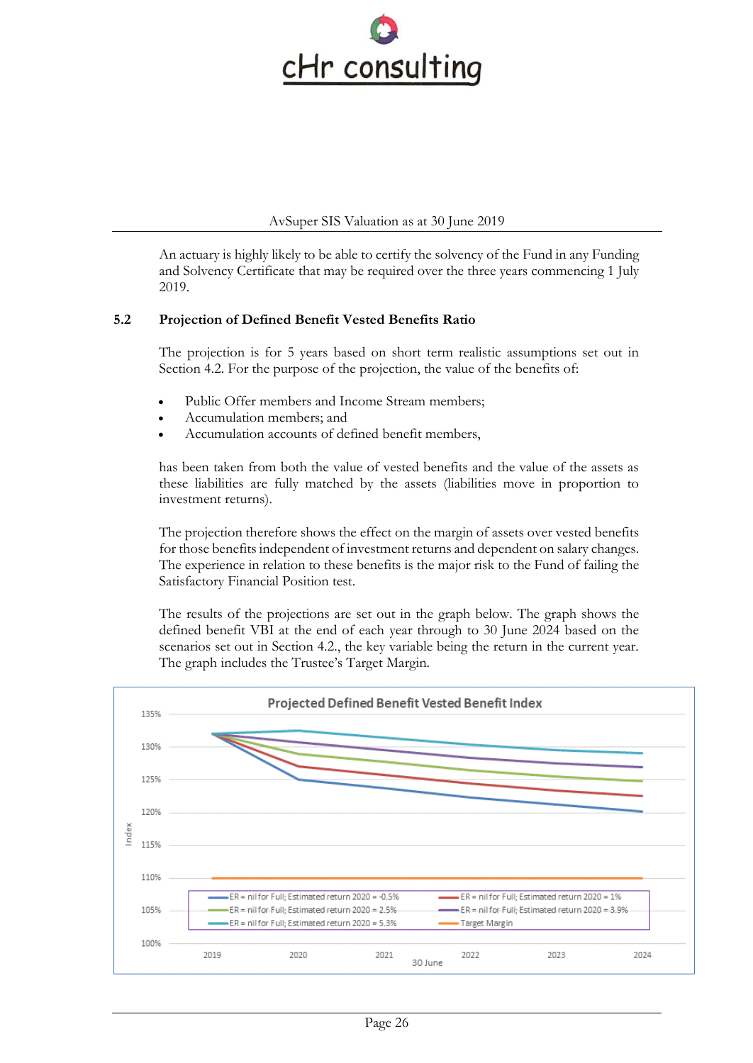An actuary is highly likely to be able to certify the solvency of the Fund in any Funding and Solvency Certificate that may be required over the three years commencing 1 July 2019.

## 5.2 Projection of Defined Benefit Vested Benefits Ratio

The projection is for 5 years based on short term realistic assumptions set out in Section 4.2. For the purpose of the projection, the value of the benefits of:

- Public Offer members and Income Stream members;
- Accumulation members; and
- Accumulation accounts of defined benefit members,

has been taken from both the value of vested benefits and the value of the assets as these liabilities are fully matched by the assets (liabilities move in proportion to investment returns).

The projection therefore shows the effect on the margin of assets over vested benefits for those benefits independent of investment returns and dependent on salary changes. The experience in relation to these benefits is the major risk to the Fund of failing the Satisfactory Financial Position test.

The results of the projections are set out in the graph below. The graph shows the defined benefit VBI at the end of each year through to 30 June 2024 based on the scenarios set out in Section 4.2., the key variable being the return in the current year. The graph includes the Trustee's Target Margin.

**Projected Defined Benefit Vested Benefit Index**

Legend:
- ER = nil for Full; Estimated return 2020 = -0.5%
- ER = nil for Full; Estimated return 2020 = 1%
- ER = nil for Full; Estimated return 2020 = 2.5%
- ER = nil for Full; Estimated return 2020 = 3.9%
- ER = nil for Full; Estimated return 2020 = 5.3%
- Target Margin

Y-axis: Index (100% – 135%); X-axis: 30 June (2019 – 2024)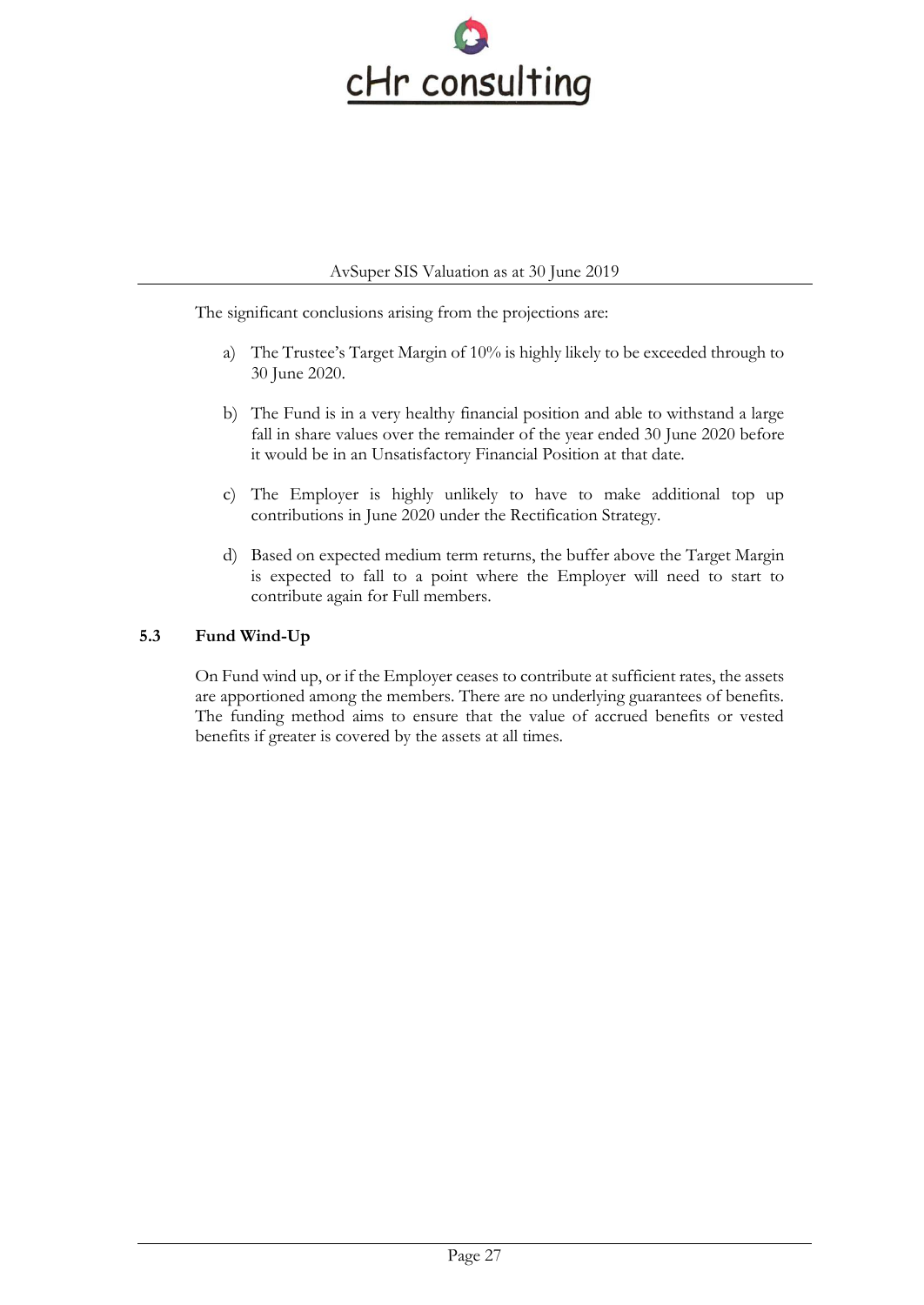The significant conclusions arising from the projections are:

a) The Trustee's Target Margin of 10% is highly likely to be exceeded through to 30 June 2020.

b) The Fund is in a very healthy financial position and able to withstand a large fall in share values over the remainder of the year ended 30 June 2020 before it would be in an Unsatisfactory Financial Position at that date.

c) The Employer is highly unlikely to have to make additional top up contributions in June 2020 under the Rectification Strategy.

d) Based on expected medium term returns, the buffer above the Target Margin is expected to fall to a point where the Employer will need to start to contribute again for Full members.

### 5.3 Fund Wind-Up

On Fund wind up, or if the Employer ceases to contribute at sufficient rates, the assets are apportioned among the members. There are no underlying guarantees of benefits. The funding method aims to ensure that the value of accrued benefits or vested benefits if greater is covered by the assets at all times.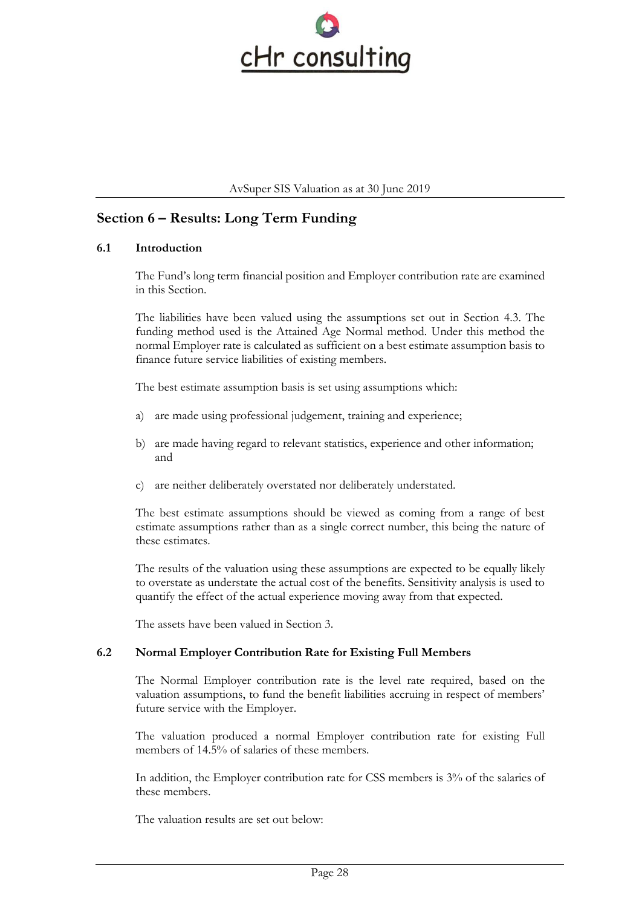## Section 6 – Results: Long Term Funding

### 6.1 Introduction

The Fund's long term financial position and Employer contribution rate are examined in this Section.

The liabilities have been valued using the assumptions set out in Section 4.3. The funding method used is the Attained Age Normal method. Under this method the normal Employer rate is calculated as sufficient on a best estimate assumption basis to finance future service liabilities of existing members.

The best estimate assumption basis is set using assumptions which:

a) are made using professional judgement, training and experience;

b) are made having regard to relevant statistics, experience and other information; and

c) are neither deliberately overstated nor deliberately understated.

The best estimate assumptions should be viewed as coming from a range of best estimate assumptions rather than as a single correct number, this being the nature of these estimates.

The results of the valuation using these assumptions are expected to be equally likely to overstate as understate the actual cost of the benefits. Sensitivity analysis is used to quantify the effect of the actual experience moving away from that expected.

The assets have been valued in Section 3.

### 6.2 Normal Employer Contribution Rate for Existing Full Members

The Normal Employer contribution rate is the level rate required, based on the valuation assumptions, to fund the benefit liabilities accruing in respect of members' future service with the Employer.

The valuation produced a normal Employer contribution rate for existing Full members of 14.5% of salaries of these members.

In addition, the Employer contribution rate for CSS members is 3% of the salaries of these members.

The valuation results are set out below: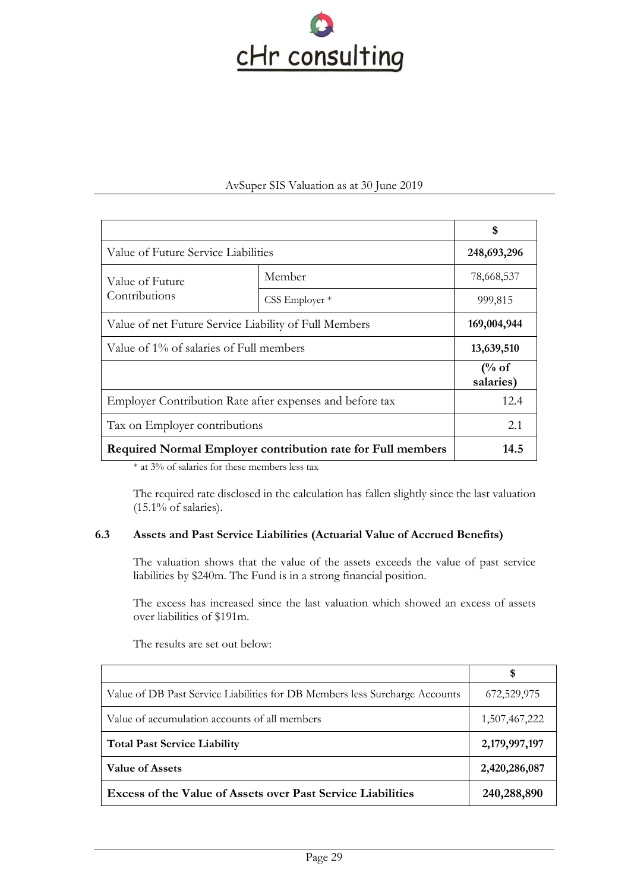| | | $ |
|---|---|---|
| Value of Future Service Liabilities | | **248,693,296** |
| Value of Future Contributions | Member | 78,668,537 |
| | CSS Employer * | 999,815 |
| Value of net Future Service Liability of Full Members | | **169,004,944** |
| Value of 1% of salaries of Full members | | **13,639,510** |
| | | **(% of salaries)** |
| Employer Contribution Rate after expenses and before tax | | 12.4 |
| Tax on Employer contributions | | 2.1 |
| **Required Normal Employer contribution rate for Full members** | | **14.5** |

* at 3% of salaries for these members less tax

The required rate disclosed in the calculation has fallen slightly since the last valuation (15.1% of salaries).

### 6.3 Assets and Past Service Liabilities (Actuarial Value of Accrued Benefits)

The valuation shows that the value of the assets exceeds the value of past service liabilities by $240m. The Fund is in a strong financial position.

The excess has increased since the last valuation which showed an excess of assets over liabilities of $191m.

The results are set out below:

| | $ |
|---|---|
| Value of DB Past Service Liabilities for DB Members less Surcharge Accounts | 672,529,975 |
| Value of accumulation accounts of all members | 1,507,467,222 |
| **Total Past Service Liability** | **2,179,997,197** |
| **Value of Assets** | **2,420,286,087** |
| **Excess of the Value of Assets over Past Service Liabilities** | **240,288,890** |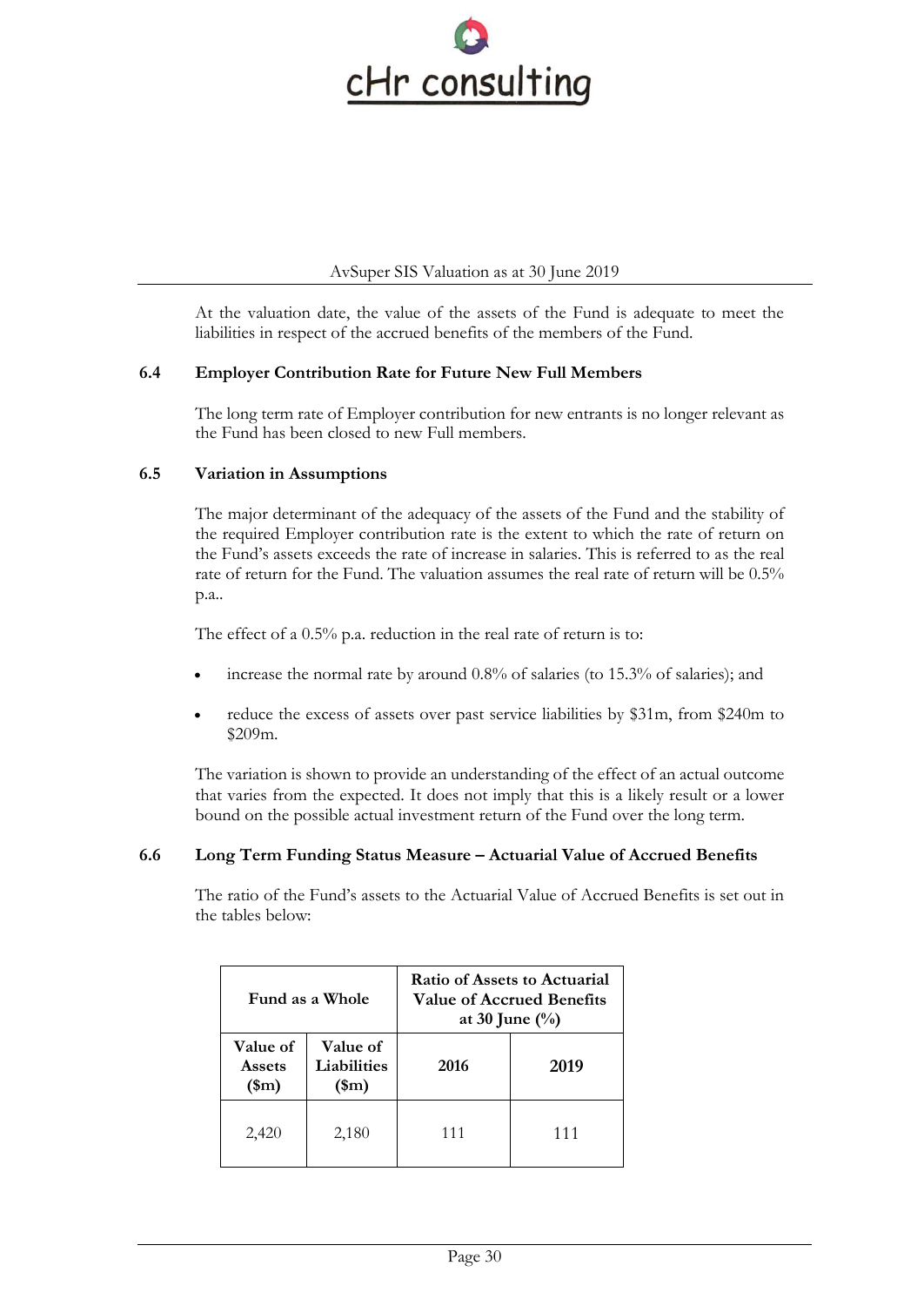At the valuation date, the value of the assets of the Fund is adequate to meet the liabilities in respect of the accrued benefits of the members of the Fund.

### 6.4 Employer Contribution Rate for Future New Full Members

The long term rate of Employer contribution for new entrants is no longer relevant as the Fund has been closed to new Full members.

### 6.5 Variation in Assumptions

The major determinant of the adequacy of the assets of the Fund and the stability of the required Employer contribution rate is the extent to which the rate of return on the Fund's assets exceeds the rate of increase in salaries. This is referred to as the real rate of return for the Fund. The valuation assumes the real rate of return will be 0.5% p.a..

The effect of a 0.5% p.a. reduction in the real rate of return is to:

- increase the normal rate by around 0.8% of salaries (to 15.3% of salaries); and
- reduce the excess of assets over past service liabilities by $31m, from $240m to $209m.

The variation is shown to provide an understanding of the effect of an actual outcome that varies from the expected. It does not imply that this is a likely result or a lower bound on the possible actual investment return of the Fund over the long term.

### 6.6 Long Term Funding Status Measure – Actuarial Value of Accrued Benefits

The ratio of the Fund's assets to the Actuarial Value of Accrued Benefits is set out in the tables below:

| Fund as a Whole | | Ratio of Assets to Actuarial Value of Accrued Benefits at 30 June (%) | |
|---|---|---|---|
| **Value of Assets ($m)** | **Value of Liabilities ($m)** | **2016** | **2019** |
| 2,420 | 2,180 | 111 | 111 |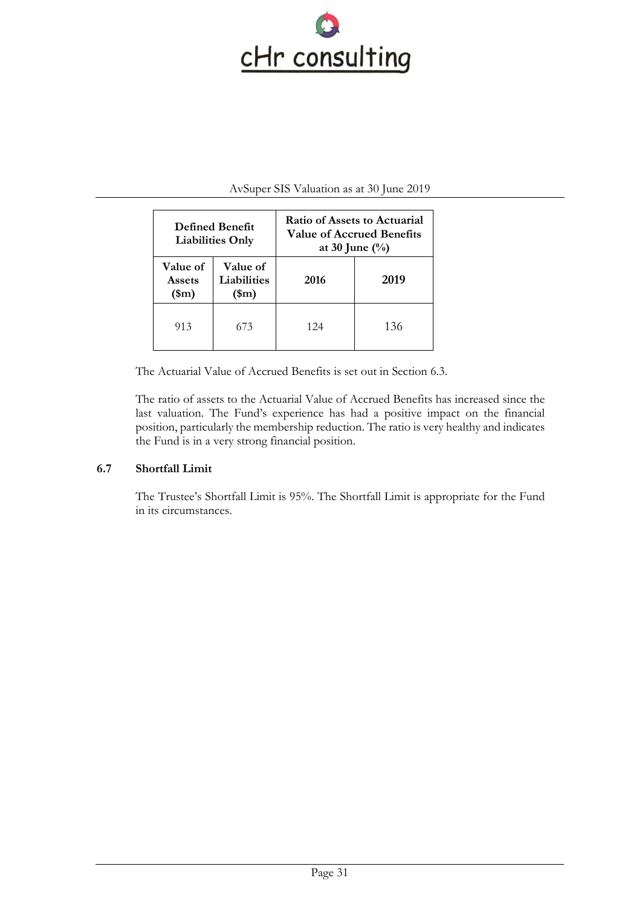| Defined Benefit Liabilities Only | | Ratio of Assets to Actuarial Value of Accrued Benefits at 30 June (%) | |
|---|---|---|---|
| **Value of Assets ($m)** | **Value of Liabilities ($m)** | **2016** | **2019** |
| 913 | 673 | 124 | 136 |

The Actuarial Value of Accrued Benefits is set out in Section 6.3.

The ratio of assets to the Actuarial Value of Accrued Benefits has increased since the last valuation. The Fund's experience has had a positive impact on the financial position, particularly the membership reduction. The ratio is very healthy and indicates the Fund is in a very strong financial position.

### 6.7 Shortfall Limit

The Trustee's Shortfall Limit is 95%. The Shortfall Limit is appropriate for the Fund in its circumstances.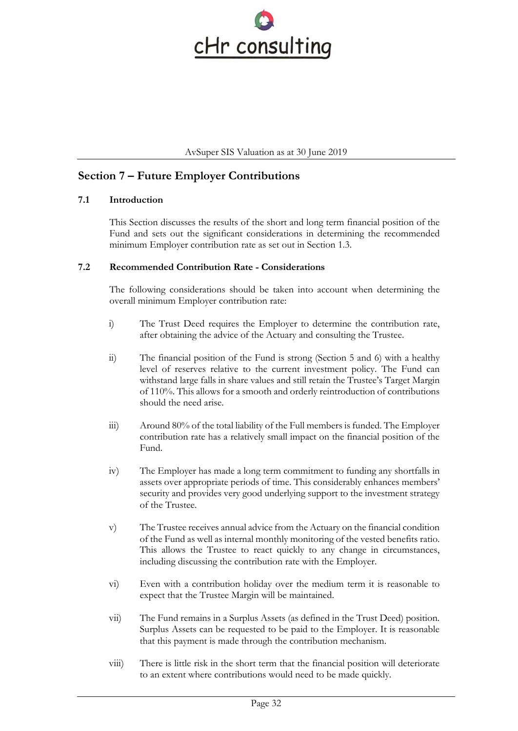## Section 7 – Future Employer Contributions

### 7.1 Introduction

This Section discusses the results of the short and long term financial position of the Fund and sets out the significant considerations in determining the recommended minimum Employer contribution rate as set out in Section 1.3.

### 7.2 Recommended Contribution Rate - Considerations

The following considerations should be taken into account when determining the overall minimum Employer contribution rate:

i) The Trust Deed requires the Employer to determine the contribution rate, after obtaining the advice of the Actuary and consulting the Trustee.

ii) The financial position of the Fund is strong (Section 5 and 6) with a healthy level of reserves relative to the current investment policy. The Fund can withstand large falls in share values and still retain the Trustee's Target Margin of 110%. This allows for a smooth and orderly reintroduction of contributions should the need arise.

iii) Around 80% of the total liability of the Full members is funded. The Employer contribution rate has a relatively small impact on the financial position of the Fund.

iv) The Employer has made a long term commitment to funding any shortfalls in assets over appropriate periods of time. This considerably enhances members' security and provides very good underlying support to the investment strategy of the Trustee.

v) The Trustee receives annual advice from the Actuary on the financial condition of the Fund as well as internal monthly monitoring of the vested benefits ratio. This allows the Trustee to react quickly to any change in circumstances, including discussing the contribution rate with the Employer.

vi) Even with a contribution holiday over the medium term it is reasonable to expect that the Trustee Margin will be maintained.

vii) The Fund remains in a Surplus Assets (as defined in the Trust Deed) position. Surplus Assets can be requested to be paid to the Employer. It is reasonable that this payment is made through the contribution mechanism.

viii) There is little risk in the short term that the financial position will deteriorate to an extent where contributions would need to be made quickly.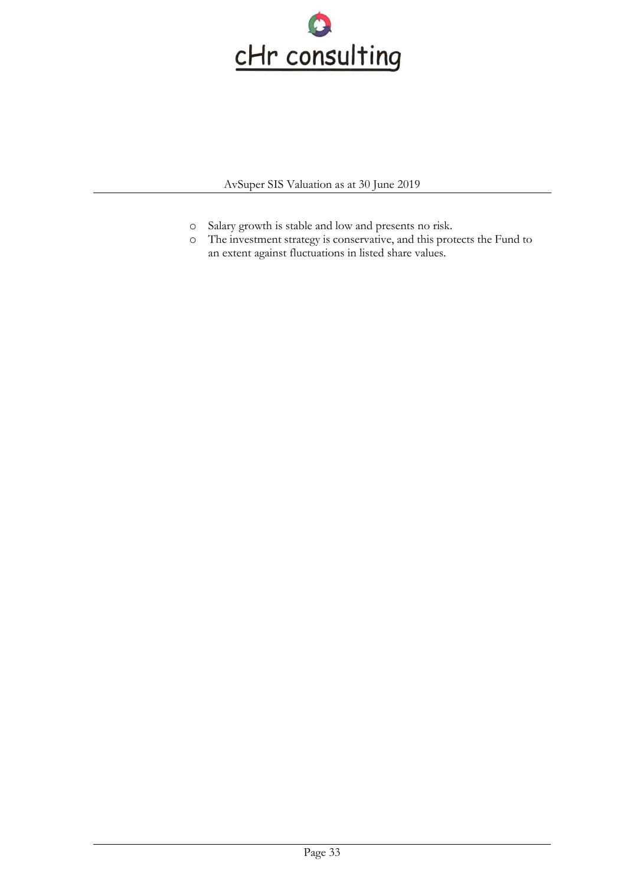- Salary growth is stable and low and presents no risk.
- The investment strategy is conservative, and this protects the Fund to an extent against fluctuations in listed share values.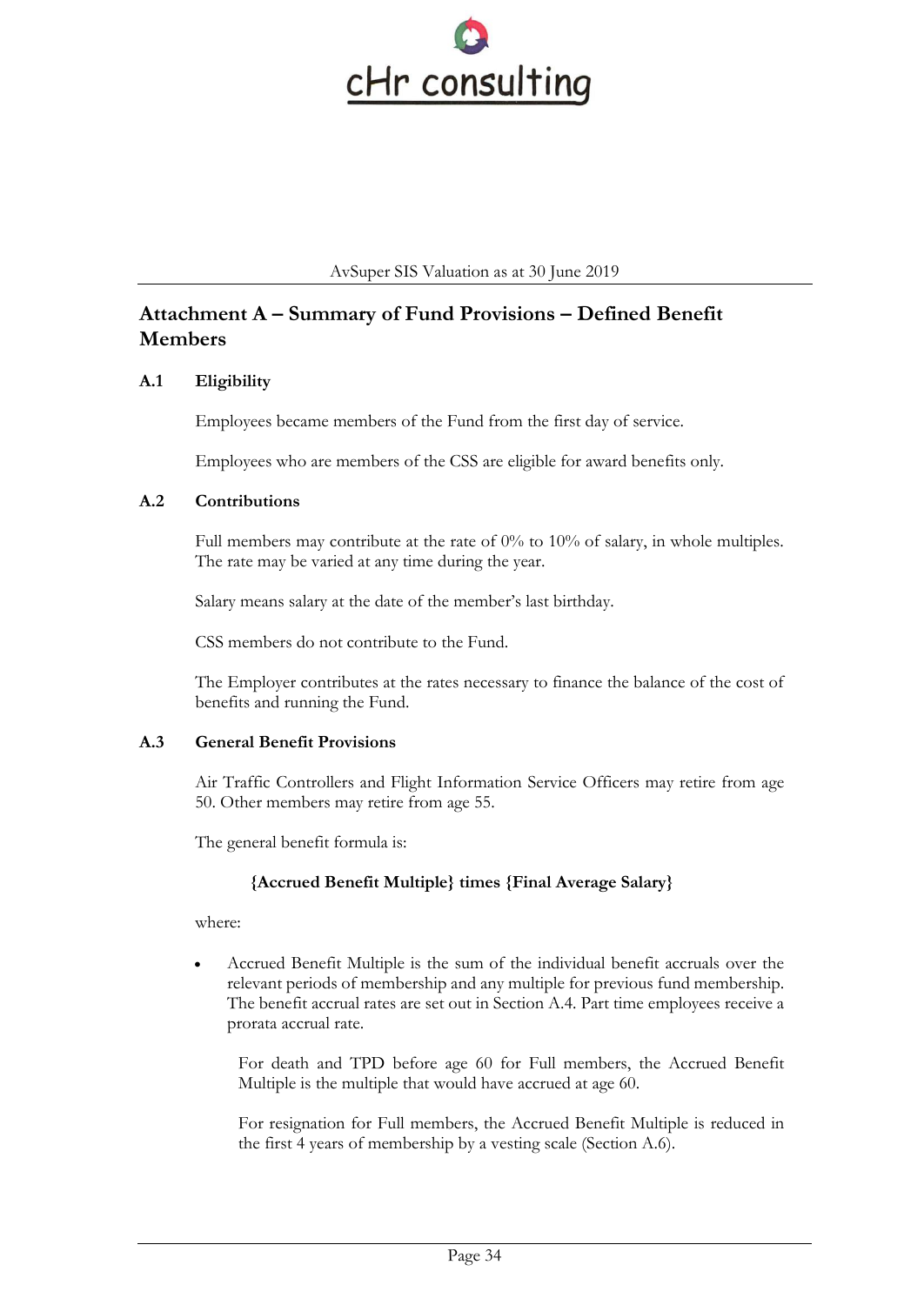## Attachment A – Summary of Fund Provisions – Defined Benefit Members

### A.1 Eligibility

Employees became members of the Fund from the first day of service.

Employees who are members of the CSS are eligible for award benefits only.

### A.2 Contributions

Full members may contribute at the rate of 0% to 10% of salary, in whole multiples. The rate may be varied at any time during the year.

Salary means salary at the date of the member's last birthday.

CSS members do not contribute to the Fund.

The Employer contributes at the rates necessary to finance the balance of the cost of benefits and running the Fund.

### A.3 General Benefit Provisions

Air Traffic Controllers and Flight Information Service Officers may retire from age 50. Other members may retire from age 55.

The general benefit formula is:

**{Accrued Benefit Multiple} times {Final Average Salary}**

where:

- Accrued Benefit Multiple is the sum of the individual benefit accruals over the relevant periods of membership and any multiple for previous fund membership. The benefit accrual rates are set out in Section A.4. Part time employees receive a prorata accrual rate.

  For death and TPD before age 60 for Full members, the Accrued Benefit Multiple is the multiple that would have accrued at age 60.

  For resignation for Full members, the Accrued Benefit Multiple is reduced in the first 4 years of membership by a vesting scale (Section A.6).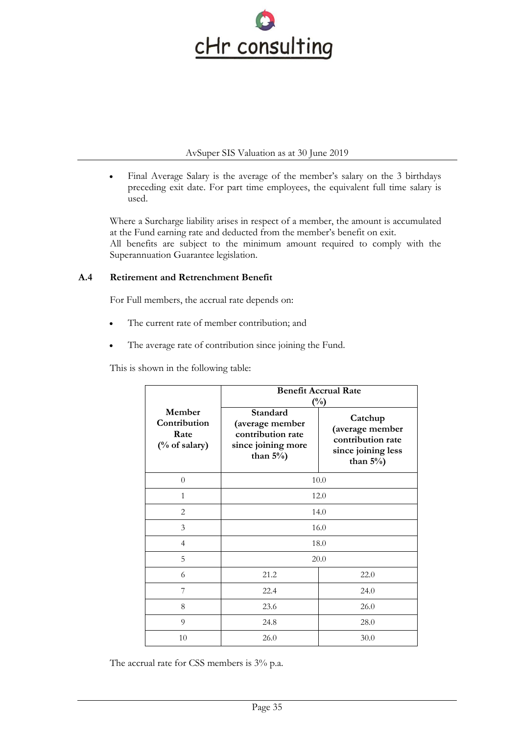- Final Average Salary is the average of the member's salary on the 3 birthdays preceding exit date. For part time employees, the equivalent full time salary is used.

Where a Surcharge liability arises in respect of a member, the amount is accumulated at the Fund earning rate and deducted from the member's benefit on exit.
All benefits are subject to the minimum amount required to comply with the Superannuation Guarantee legislation.

## A.4 Retirement and Retrenchment Benefit

For Full members, the accrual rate depends on:

- The current rate of member contribution; and
- The average rate of contribution since joining the Fund.

This is shown in the following table:

| Member Contribution Rate (% of salary) | Benefit Accrual Rate (%) | |
|---|---|---|
| | **Standard (average member contribution rate since joining more than 5%)** | **Catchup (average member contribution rate since joining less than 5%)** |
| 0 | 10.0 | |
| 1 | 12.0 | |
| 2 | 14.0 | |
| 3 | 16.0 | |
| 4 | 18.0 | |
| 5 | 20.0 | |
| 6 | 21.2 | 22.0 |
| 7 | 22.4 | 24.0 |
| 8 | 23.6 | 26.0 |
| 9 | 24.8 | 28.0 |
| 10 | 26.0 | 30.0 |

The accrual rate for CSS members is 3% p.a.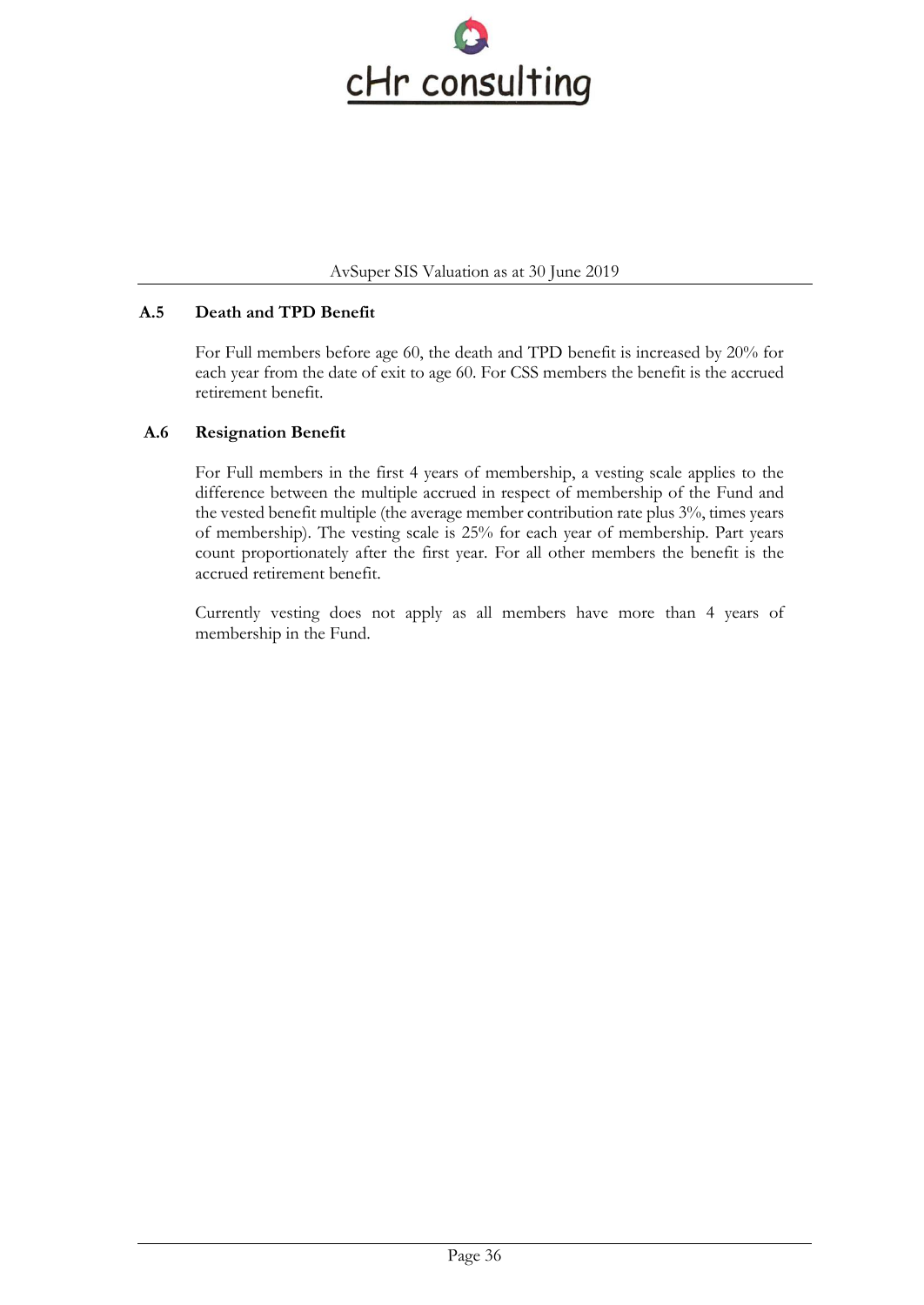### A.5 Death and TPD Benefit

For Full members before age 60, the death and TPD benefit is increased by 20% for each year from the date of exit to age 60. For CSS members the benefit is the accrued retirement benefit.

### A.6 Resignation Benefit

For Full members in the first 4 years of membership, a vesting scale applies to the difference between the multiple accrued in respect of membership of the Fund and the vested benefit multiple (the average member contribution rate plus 3%, times years of membership). The vesting scale is 25% for each year of membership. Part years count proportionately after the first year. For all other members the benefit is the accrued retirement benefit.

Currently vesting does not apply as all members have more than 4 years of membership in the Fund.